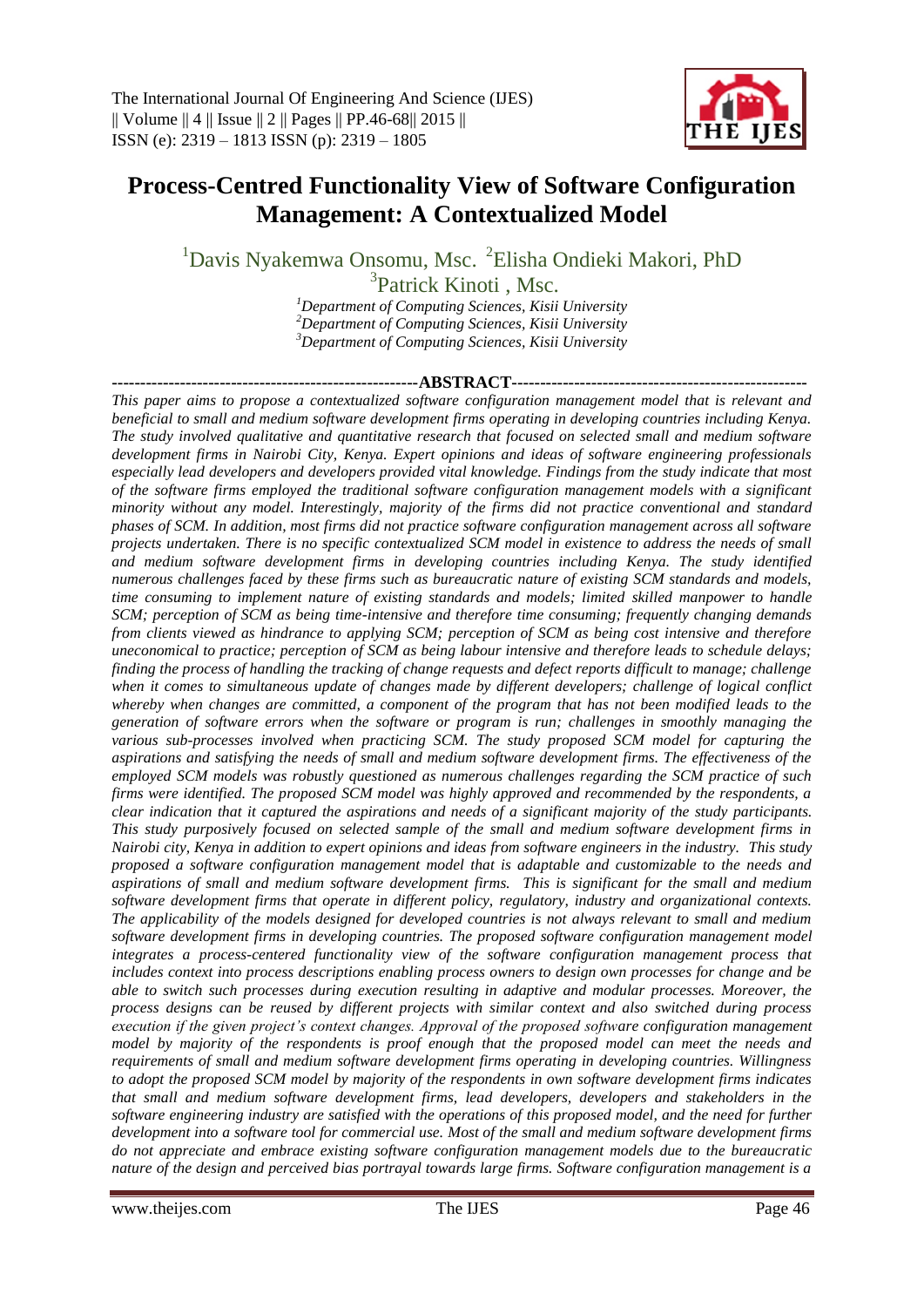# Process-Centred Functionality View of Software Configuration Management: A Contextualized Model

[1]Davis Nyakemwa Onsomu, Msc. [2]Elisha Ondieki Makori, PhD
[3]Patrick Kinoti , Msc.

*[1]Department of Computing Sciences, Kisii University*
*[2]Department of Computing Sciences, Kisii University*
*[3]Department of Computing Sciences, Kisii University*

## ABSTRACT

*This paper aims to propose a contextualized software configuration management model that is relevant and beneficial to small and medium software development firms operating in developing countries including Kenya. The study involved qualitative and quantitative research that focused on selected small and medium software development firms in Nairobi City, Kenya. Expert opinions and ideas of software engineering professionals especially lead developers and developers provided vital knowledge. Findings from the study indicate that most of the software firms employed the traditional software configuration management models with a significant minority without any model. Interestingly, majority of the firms did not practice conventional and standard phases of SCM. In addition, most firms did not practice software configuration management across all software projects undertaken. There is no specific contextualized SCM model in existence to address the needs of small and medium software development firms in developing countries including Kenya. The study identified numerous challenges faced by these firms such as bureaucratic nature of existing SCM standards and models, time consuming to implement nature of existing standards and models; limited skilled manpower to handle SCM; perception of SCM as being time-intensive and therefore time consuming; frequently changing demands from clients viewed as hindrance to applying SCM; perception of SCM as being cost intensive and therefore uneconomical to practice; perception of SCM as being labour intensive and therefore leads to schedule delays; finding the process of handling the tracking of change requests and defect reports difficult to manage; challenge when it comes to simultaneous update of changes made by different developers; challenge of logical conflict whereby when changes are committed, a component of the program that has not been modified leads to the generation of software errors when the software or program is run; challenges in smoothly managing the various sub-processes involved when practicing SCM. The study proposed SCM model for capturing the aspirations and satisfying the needs of small and medium software development firms. The effectiveness of the employed SCM models was robustly questioned as numerous challenges regarding the SCM practice of such firms were identified. The proposed SCM model was highly approved and recommended by the respondents, a clear indication that it captured the aspirations and needs of a significant majority of the study participants. This study purposively focused on selected sample of the small and medium software development firms in Nairobi city, Kenya in addition to expert opinions and ideas from software engineers in the industry. This study proposed a software configuration management model that is adaptable and customizable to the needs and aspirations of small and medium software development firms. This is significant for the small and medium software development firms that operate in different policy, regulatory, industry and organizational contexts. The applicability of the models designed for developed countries is not always relevant to small and medium software development firms in developing countries. The proposed software configuration management model integrates a process-centered functionality view of the software configuration management process that includes context into process descriptions enabling process owners to design own processes for change and be able to switch such processes during execution resulting in adaptive and modular processes. Moreover, the process designs can be reused by different projects with similar context and also switched during process execution if the given project's context changes. Approval of the proposed software configuration management model by majority of the respondents is proof enough that the proposed model can meet the needs and requirements of small and medium software development firms operating in developing countries. Willingness to adopt the proposed SCM model by majority of the respondents in own software development firms indicates that small and medium software development firms, lead developers, developers and stakeholders in the software engineering industry are satisfied with the operations of this proposed model, and the need for further development into a software tool for commercial use. Most of the small and medium software development firms do not appreciate and embrace existing software configuration management models due to the bureaucratic nature of the design and perceived bias portrayal towards large firms. Software configuration management is a*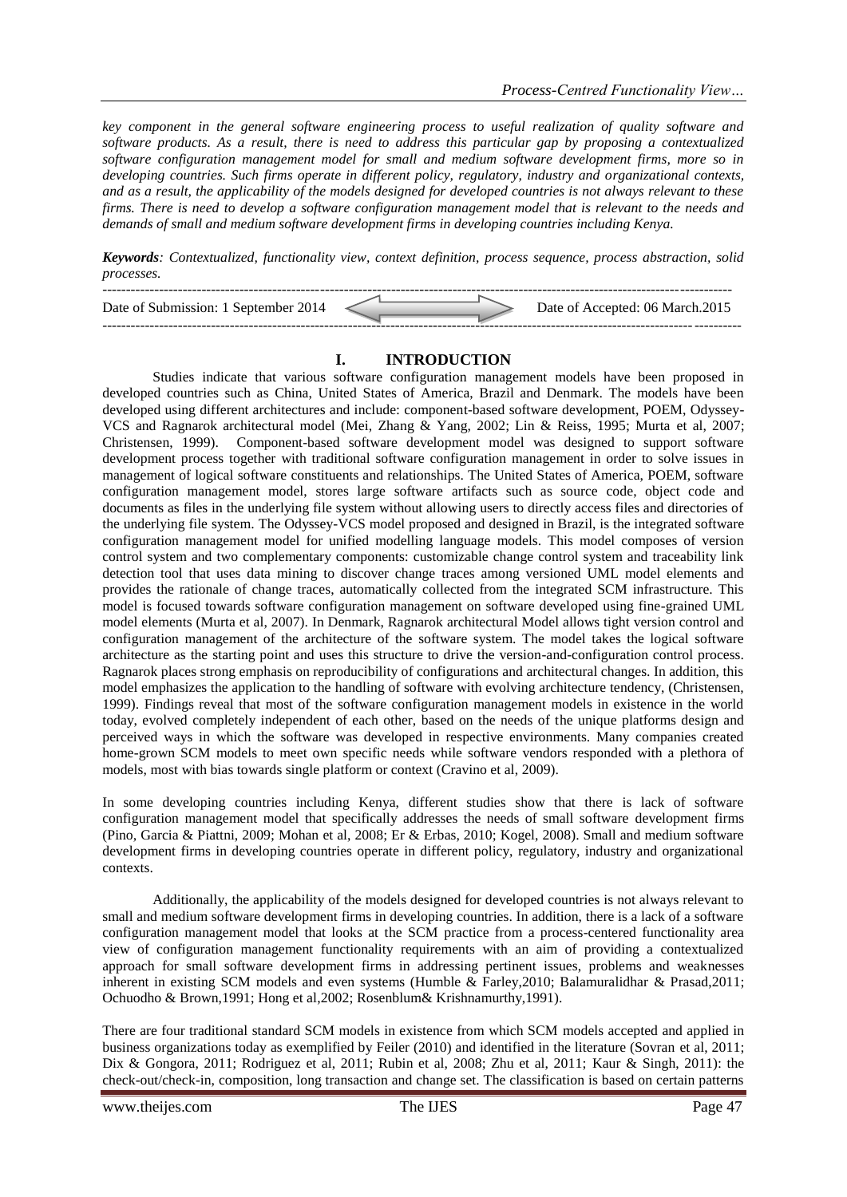*key component in the general software engineering process to useful realization of quality software and software products. As a result, there is need to address this particular gap by proposing a contextualized software configuration management model for small and medium software development firms, more so in developing countries. Such firms operate in different policy, regulatory, industry and organizational contexts, and as a result, the applicability of the models designed for developed countries is not always relevant to these firms. There is need to develop a software configuration management model that is relevant to the needs and demands of small and medium software development firms in developing countries including Kenya.*

***Keywords**: Contextualized, functionality view, context definition, process sequence, process abstraction, solid processes.*

---

Date of Submission: 1 September 2014 — Date of Accepted: 06 March.2015

---

## I. INTRODUCTION

Studies indicate that various software configuration management models have been proposed in developed countries such as China, United States of America, Brazil and Denmark. The models have been developed using different architectures and include: component-based software development, POEM, Odyssey-VCS and Ragnarok architectural model (Mei, Zhang & Yang, 2002; Lin & Reiss, 1995; Murta et al, 2007; Christensen, 1999). Component-based software development model was designed to support software development process together with traditional software configuration management in order to solve issues in management of logical software constituents and relationships. The United States of America, POEM, software configuration management model, stores large software artifacts such as source code, object code and documents as files in the underlying file system without allowing users to directly access files and directories of the underlying file system. The Odyssey-VCS model proposed and designed in Brazil, is the integrated software configuration management model for unified modelling language models. This model composes of version control system and two complementary components: customizable change control system and traceability link detection tool that uses data mining to discover change traces among versioned UML model elements and provides the rationale of change traces, automatically collected from the integrated SCM infrastructure. This model is focused towards software configuration management on software developed using fine-grained UML model elements (Murta et al, 2007). In Denmark, Ragnarok architectural Model allows tight version control and configuration management of the architecture of the software system. The model takes the logical software architecture as the starting point and uses this structure to drive the version-and-configuration control process. Ragnarok places strong emphasis on reproducibility of configurations and architectural changes. In addition, this model emphasizes the application to the handling of software with evolving architecture tendency, (Christensen, 1999). Findings reveal that most of the software configuration management models in existence in the world today, evolved completely independent of each other, based on the needs of the unique platforms design and perceived ways in which the software was developed in respective environments. Many companies created home-grown SCM models to meet own specific needs while software vendors responded with a plethora of models, most with bias towards single platform or context (Cravino et al, 2009).

In some developing countries including Kenya, different studies show that there is lack of software configuration management model that specifically addresses the needs of small software development firms (Pino, Garcia & Piattni, 2009; Mohan et al, 2008; Er & Erbas, 2010; Kogel, 2008). Small and medium software development firms in developing countries operate in different policy, regulatory, industry and organizational contexts.

Additionally, the applicability of the models designed for developed countries is not always relevant to small and medium software development firms in developing countries. In addition, there is a lack of a software configuration management model that looks at the SCM practice from a process-centered functionality area view of configuration management functionality requirements with an aim of providing a contextualized approach for small software development firms in addressing pertinent issues, problems and weaknesses inherent in existing SCM models and even systems (Humble & Farley,2010; Balamuralidhar & Prasad,2011; Ochuodho & Brown,1991; Hong et al,2002; Rosenblum& Krishnamurthy,1991).

There are four traditional standard SCM models in existence from which SCM models accepted and applied in business organizations today as exemplified by Feiler (2010) and identified in the literature (Sovran et al, 2011; Dix & Gongora, 2011; Rodriguez et al, 2011; Rubin et al, 2008; Zhu et al, 2011; Kaur & Singh, 2011): the check-out/check-in, composition, long transaction and change set. The classification is based on certain patterns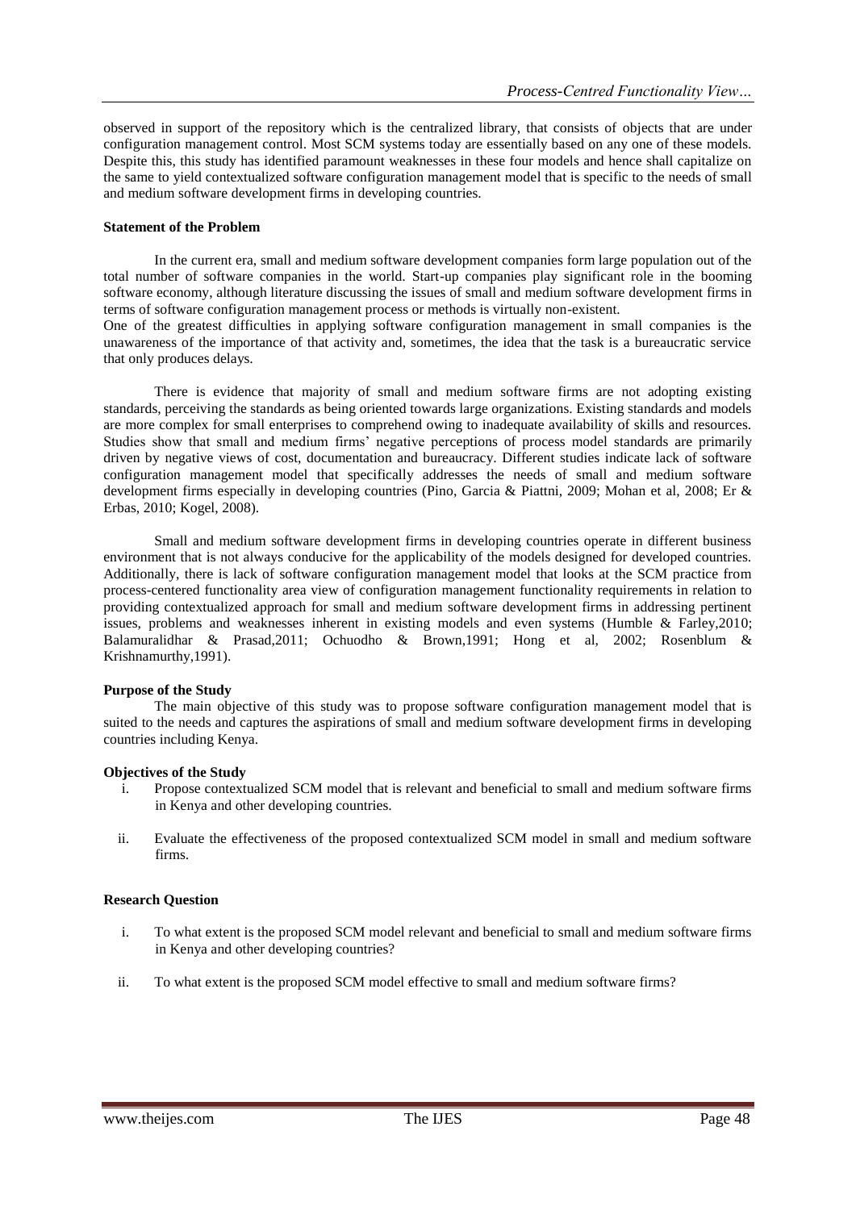observed in support of the repository which is the centralized library, that consists of objects that are under configuration management control. Most SCM systems today are essentially based on any one of these models. Despite this, this study has identified paramount weaknesses in these four models and hence shall capitalize on the same to yield contextualized software configuration management model that is specific to the needs of small and medium software development firms in developing countries.

**Statement of the Problem**

In the current era, small and medium software development companies form large population out of the total number of software companies in the world. Start-up companies play significant role in the booming software economy, although literature discussing the issues of small and medium software development firms in terms of software configuration management process or methods is virtually non-existent.

One of the greatest difficulties in applying software configuration management in small companies is the unawareness of the importance of that activity and, sometimes, the idea that the task is a bureaucratic service that only produces delays.

There is evidence that majority of small and medium software firms are not adopting existing standards, perceiving the standards as being oriented towards large organizations. Existing standards and models are more complex for small enterprises to comprehend owing to inadequate availability of skills and resources. Studies show that small and medium firms' negative perceptions of process model standards are primarily driven by negative views of cost, documentation and bureaucracy. Different studies indicate lack of software configuration management model that specifically addresses the needs of small and medium software development firms especially in developing countries (Pino, Garcia & Piattni, 2009; Mohan et al, 2008; Er & Erbas, 2010; Kogel, 2008).

Small and medium software development firms in developing countries operate in different business environment that is not always conducive for the applicability of the models designed for developed countries. Additionally, there is lack of software configuration management model that looks at the SCM practice from process-centered functionality area view of configuration management functionality requirements in relation to providing contextualized approach for small and medium software development firms in addressing pertinent issues, problems and weaknesses inherent in existing models and even systems (Humble & Farley,2010; Balamuralidhar & Prasad,2011; Ochuodho & Brown,1991; Hong et al, 2002; Rosenblum & Krishnamurthy,1991).

**Purpose of the Study**

The main objective of this study was to propose software configuration management model that is suited to the needs and captures the aspirations of small and medium software development firms in developing countries including Kenya.

**Objectives of the Study**

i. Propose contextualized SCM model that is relevant and beneficial to small and medium software firms in Kenya and other developing countries.

ii. Evaluate the effectiveness of the proposed contextualized SCM model in small and medium software firms.

**Research Question**

i. To what extent is the proposed SCM model relevant and beneficial to small and medium software firms in Kenya and other developing countries?

ii. To what extent is the proposed SCM model effective to small and medium software firms?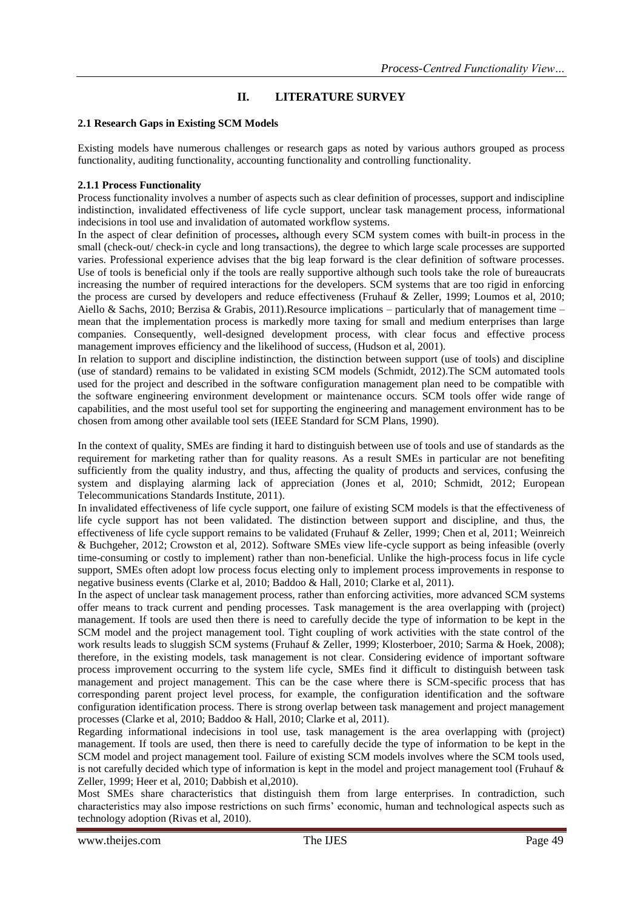# II. LITERATURE SURVEY

### 2.1 Research Gaps in Existing SCM Models

Existing models have numerous challenges or research gaps as noted by various authors grouped as process functionality, auditing functionality, accounting functionality and controlling functionality.

#### 2.1.1 Process Functionality

Process functionality involves a number of aspects such as clear definition of processes, support and indiscipline indistinction, invalidated effectiveness of life cycle support, unclear task management process, informational indecisions in tool use and invalidation of automated workflow systems.

In the aspect of clear definition of processes**,** although every SCM system comes with built-in process in the small (check-out/ check-in cycle and long transactions), the degree to which large scale processes are supported varies. Professional experience advises that the big leap forward is the clear definition of software processes. Use of tools is beneficial only if the tools are really supportive although such tools take the role of bureaucrats increasing the number of required interactions for the developers. SCM systems that are too rigid in enforcing the process are cursed by developers and reduce effectiveness (Fruhauf & Zeller, 1999; Loumos et al, 2010; Aiello & Sachs, 2010; Berzisa & Grabis, 2011).Resource implications – particularly that of management time – mean that the implementation process is markedly more taxing for small and medium enterprises than large companies. Consequently, well-designed development process, with clear focus and effective process management improves efficiency and the likelihood of success, (Hudson et al, 2001).

In relation to support and discipline indistinction, the distinction between support (use of tools) and discipline (use of standard) remains to be validated in existing SCM models (Schmidt, 2012).The SCM automated tools used for the project and described in the software configuration management plan need to be compatible with the software engineering environment development or maintenance occurs. SCM tools offer wide range of capabilities, and the most useful tool set for supporting the engineering and management environment has to be chosen from among other available tool sets (IEEE Standard for SCM Plans, 1990).

In the context of quality, SMEs are finding it hard to distinguish between use of tools and use of standards as the requirement for marketing rather than for quality reasons. As a result SMEs in particular are not benefiting sufficiently from the quality industry, and thus, affecting the quality of products and services, confusing the system and displaying alarming lack of appreciation (Jones et al, 2010; Schmidt, 2012; European Telecommunications Standards Institute, 2011).

In invalidated effectiveness of life cycle support, one failure of existing SCM models is that the effectiveness of life cycle support has not been validated. The distinction between support and discipline, and thus, the effectiveness of life cycle support remains to be validated (Fruhauf & Zeller, 1999; Chen et al, 2011; Weinreich & Buchgeher, 2012; Crowston et al, 2012). Software SMEs view life-cycle support as being infeasible (overly time-consuming or costly to implement) rather than non-beneficial. Unlike the high-process focus in life cycle support, SMEs often adopt low process focus electing only to implement process improvements in response to negative business events (Clarke et al, 2010; Baddoo & Hall, 2010; Clarke et al, 2011).

In the aspect of unclear task management process, rather than enforcing activities, more advanced SCM systems offer means to track current and pending processes. Task management is the area overlapping with (project) management. If tools are used then there is need to carefully decide the type of information to be kept in the SCM model and the project management tool. Tight coupling of work activities with the state control of the work results leads to sluggish SCM systems (Fruhauf & Zeller, 1999; Klosterboer, 2010; Sarma & Hoek, 2008); therefore, in the existing models, task management is not clear. Considering evidence of important software process improvement occurring to the system life cycle, SMEs find it difficult to distinguish between task management and project management. This can be the case where there is SCM-specific process that has corresponding parent project level process, for example, the configuration identification and the software configuration identification process. There is strong overlap between task management and project management processes (Clarke et al, 2010; Baddoo & Hall, 2010; Clarke et al, 2011).

Regarding informational indecisions in tool use, task management is the area overlapping with (project) management. If tools are used, then there is need to carefully decide the type of information to be kept in the SCM model and project management tool. Failure of existing SCM models involves where the SCM tools used, is not carefully decided which type of information is kept in the model and project management tool (Fruhauf & Zeller, 1999; Heer et al, 2010; Dabbish et al,2010).

Most SMEs share characteristics that distinguish them from large enterprises. In contradiction, such characteristics may also impose restrictions on such firms' economic, human and technological aspects such as technology adoption (Rivas et al, 2010).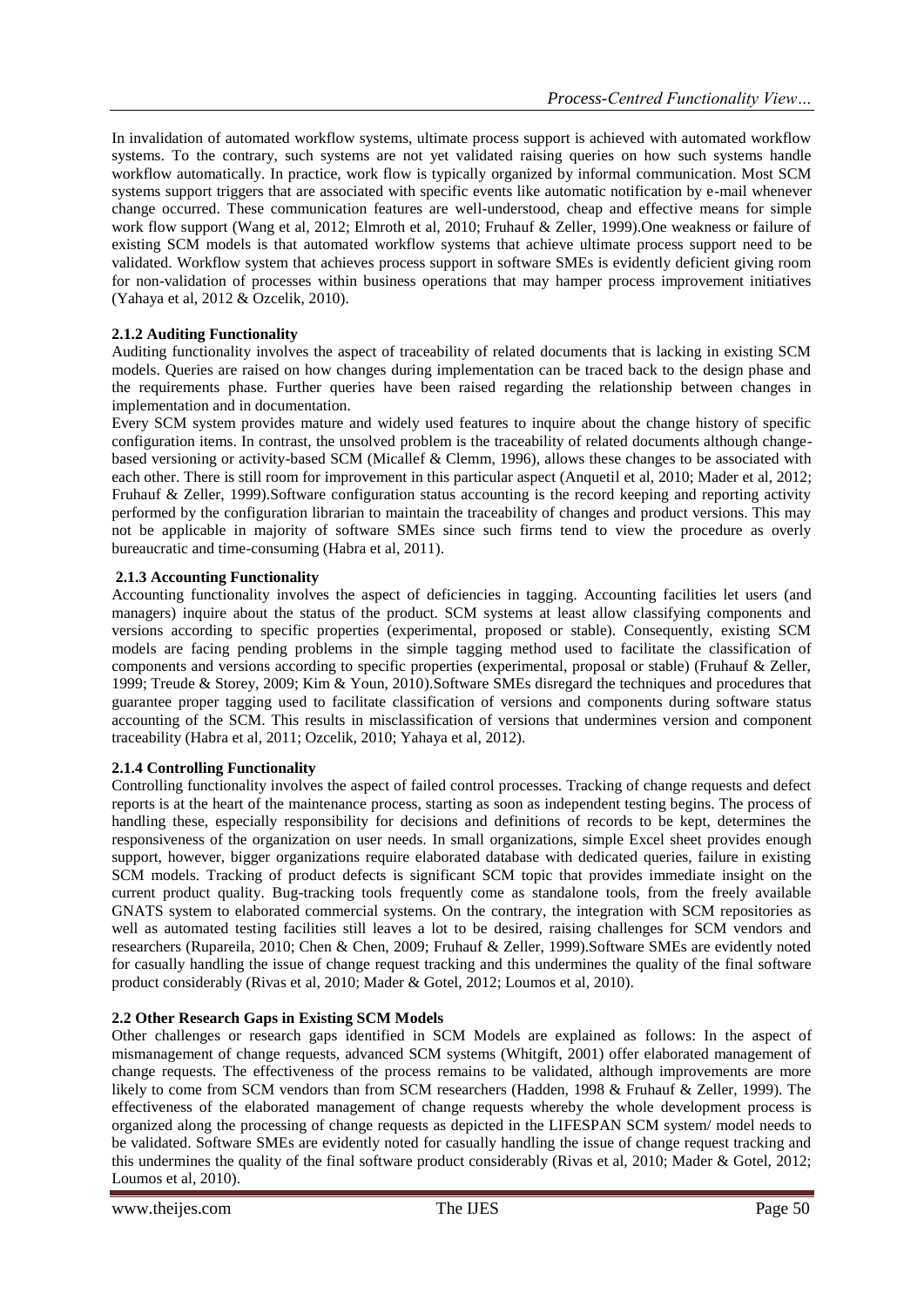In invalidation of automated workflow systems, ultimate process support is achieved with automated workflow systems. To the contrary, such systems are not yet validated raising queries on how such systems handle workflow automatically. In practice, work flow is typically organized by informal communication. Most SCM systems support triggers that are associated with specific events like automatic notification by e-mail whenever change occurred. These communication features are well-understood, cheap and effective means for simple work flow support (Wang et al, 2012; Elmroth et al, 2010; Fruhauf & Zeller, 1999).One weakness or failure of existing SCM models is that automated workflow systems that achieve ultimate process support need to be validated. Workflow system that achieves process support in software SMEs is evidently deficient giving room for non-validation of processes within business operations that may hamper process improvement initiatives (Yahaya et al, 2012 & Ozcelik, 2010).

### 2.1.2 Auditing Functionality

Auditing functionality involves the aspect of traceability of related documents that is lacking in existing SCM models. Queries are raised on how changes during implementation can be traced back to the design phase and the requirements phase. Further queries have been raised regarding the relationship between changes in implementation and in documentation.

Every SCM system provides mature and widely used features to inquire about the change history of specific configuration items. In contrast, the unsolved problem is the traceability of related documents although change-based versioning or activity-based SCM (Micallef & Clemm, 1996), allows these changes to be associated with each other. There is still room for improvement in this particular aspect (Anquetil et al, 2010; Mader et al, 2012; Fruhauf & Zeller, 1999).Software configuration status accounting is the record keeping and reporting activity performed by the configuration librarian to maintain the traceability of changes and product versions. This may not be applicable in majority of software SMEs since such firms tend to view the procedure as overly bureaucratic and time-consuming (Habra et al, 2011).

### 2.1.3 Accounting Functionality

Accounting functionality involves the aspect of deficiencies in tagging. Accounting facilities let users (and managers) inquire about the status of the product. SCM systems at least allow classifying components and versions according to specific properties (experimental, proposed or stable). Consequently, existing SCM models are facing pending problems in the simple tagging method used to facilitate the classification of components and versions according to specific properties (experimental, proposal or stable) (Fruhauf & Zeller, 1999; Treude & Storey, 2009; Kim & Youn, 2010).Software SMEs disregard the techniques and procedures that guarantee proper tagging used to facilitate classification of versions and components during software status accounting of the SCM. This results in misclassification of versions that undermines version and component traceability (Habra et al, 2011; Ozcelik, 2010; Yahaya et al, 2012).

### 2.1.4 Controlling Functionality

Controlling functionality involves the aspect of failed control processes. Tracking of change requests and defect reports is at the heart of the maintenance process, starting as soon as independent testing begins. The process of handling these, especially responsibility for decisions and definitions of records to be kept, determines the responsiveness of the organization on user needs. In small organizations, simple Excel sheet provides enough support, however, bigger organizations require elaborated database with dedicated queries, failure in existing SCM models. Tracking of product defects is significant SCM topic that provides immediate insight on the current product quality. Bug-tracking tools frequently come as standalone tools, from the freely available GNATS system to elaborated commercial systems. On the contrary, the integration with SCM repositories as well as automated testing facilities still leaves a lot to be desired, raising challenges for SCM vendors and researchers (Rupareila, 2010; Chen & Chen, 2009; Fruhauf & Zeller, 1999).Software SMEs are evidently noted for casually handling the issue of change request tracking and this undermines the quality of the final software product considerably (Rivas et al, 2010; Mader & Gotel, 2012; Loumos et al, 2010).

## 2.2 Other Research Gaps in Existing SCM Models

Other challenges or research gaps identified in SCM Models are explained as follows: In the aspect of mismanagement of change requests, advanced SCM systems (Whitgift, 2001) offer elaborated management of change requests. The effectiveness of the process remains to be validated, although improvements are more likely to come from SCM vendors than from SCM researchers (Hadden, 1998 & Fruhauf & Zeller, 1999). The effectiveness of the elaborated management of change requests whereby the whole development process is organized along the processing of change requests as depicted in the LIFESPAN SCM system/ model needs to be validated. Software SMEs are evidently noted for casually handling the issue of change request tracking and this undermines the quality of the final software product considerably (Rivas et al, 2010; Mader & Gotel, 2012; Loumos et al, 2010).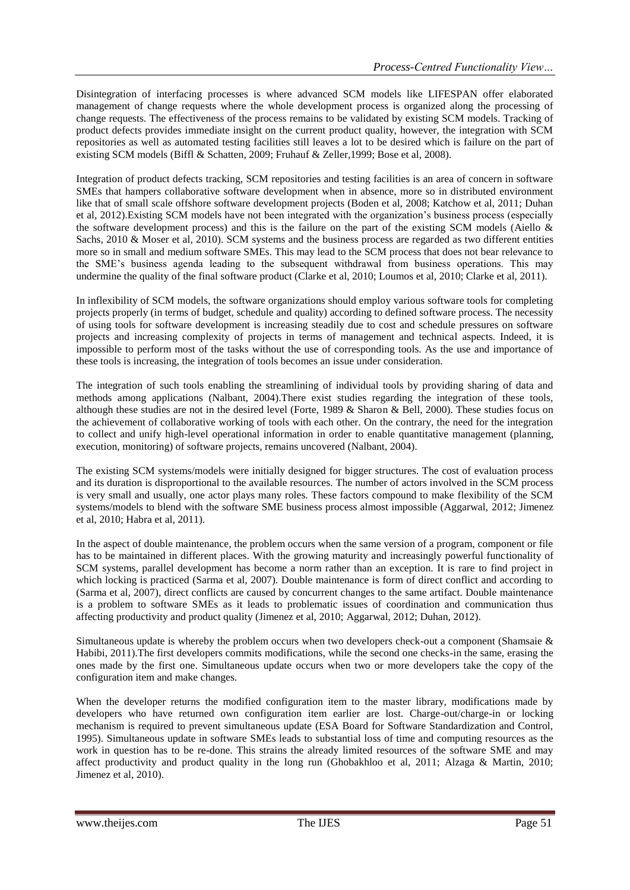Disintegration of interfacing processes is where advanced SCM models like LIFESPAN offer elaborated management of change requests where the whole development process is organized along the processing of change requests. The effectiveness of the process remains to be validated by existing SCM models. Tracking of product defects provides immediate insight on the current product quality, however, the integration with SCM repositories as well as automated testing facilities still leaves a lot to be desired which is failure on the part of existing SCM models (Biffl & Schatten, 2009; Fruhauf & Zeller,1999; Bose et al, 2008).

Integration of product defects tracking, SCM repositories and testing facilities is an area of concern in software SMEs that hampers collaborative software development when in absence, more so in distributed environment like that of small scale offshore software development projects (Boden et al, 2008; Katchow et al, 2011; Duhan et al, 2012).Existing SCM models have not been integrated with the organization's business process (especially the software development process) and this is the failure on the part of the existing SCM models (Aiello & Sachs, 2010 & Moser et al, 2010). SCM systems and the business process are regarded as two different entities more so in small and medium software SMEs. This may lead to the SCM process that does not bear relevance to the SME's business agenda leading to the subsequent withdrawal from business operations. This may undermine the quality of the final software product (Clarke et al, 2010; Loumos et al, 2010; Clarke et al, 2011).

In inflexibility of SCM models, the software organizations should employ various software tools for completing projects properly (in terms of budget, schedule and quality) according to defined software process. The necessity of using tools for software development is increasing steadily due to cost and schedule pressures on software projects and increasing complexity of projects in terms of management and technical aspects. Indeed, it is impossible to perform most of the tasks without the use of corresponding tools. As the use and importance of these tools is increasing, the integration of tools becomes an issue under consideration.

The integration of such tools enabling the streamlining of individual tools by providing sharing of data and methods among applications (Nalbant, 2004).There exist studies regarding the integration of these tools, although these studies are not in the desired level (Forte, 1989 & Sharon & Bell, 2000). These studies focus on the achievement of collaborative working of tools with each other. On the contrary, the need for the integration to collect and unify high-level operational information in order to enable quantitative management (planning, execution, monitoring) of software projects, remains uncovered (Nalbant, 2004).

The existing SCM systems/models were initially designed for bigger structures. The cost of evaluation process and its duration is disproportional to the available resources. The number of actors involved in the SCM process is very small and usually, one actor plays many roles. These factors compound to make flexibility of the SCM systems/models to blend with the software SME business process almost impossible (Aggarwal, 2012; Jimenez et al, 2010; Habra et al, 2011).

In the aspect of double maintenance, the problem occurs when the same version of a program, component or file has to be maintained in different places. With the growing maturity and increasingly powerful functionality of SCM systems, parallel development has become a norm rather than an exception. It is rare to find project in which locking is practiced (Sarma et al, 2007). Double maintenance is form of direct conflict and according to (Sarma et al, 2007), direct conflicts are caused by concurrent changes to the same artifact. Double maintenance is a problem to software SMEs as it leads to problematic issues of coordination and communication thus affecting productivity and product quality (Jimenez et al, 2010; Aggarwal, 2012; Duhan, 2012).

Simultaneous update is whereby the problem occurs when two developers check-out a component (Shamsaie & Habibi, 2011).The first developers commits modifications, while the second one checks-in the same, erasing the ones made by the first one. Simultaneous update occurs when two or more developers take the copy of the configuration item and make changes.

When the developer returns the modified configuration item to the master library, modifications made by developers who have returned own configuration item earlier are lost. Charge-out/charge-in or locking mechanism is required to prevent simultaneous update (ESA Board for Software Standardization and Control, 1995). Simultaneous update in software SMEs leads to substantial loss of time and computing resources as the work in question has to be re-done. This strains the already limited resources of the software SME and may affect productivity and product quality in the long run (Ghobakhloo et al, 2011; Alzaga & Martin, 2010; Jimenez et al, 2010).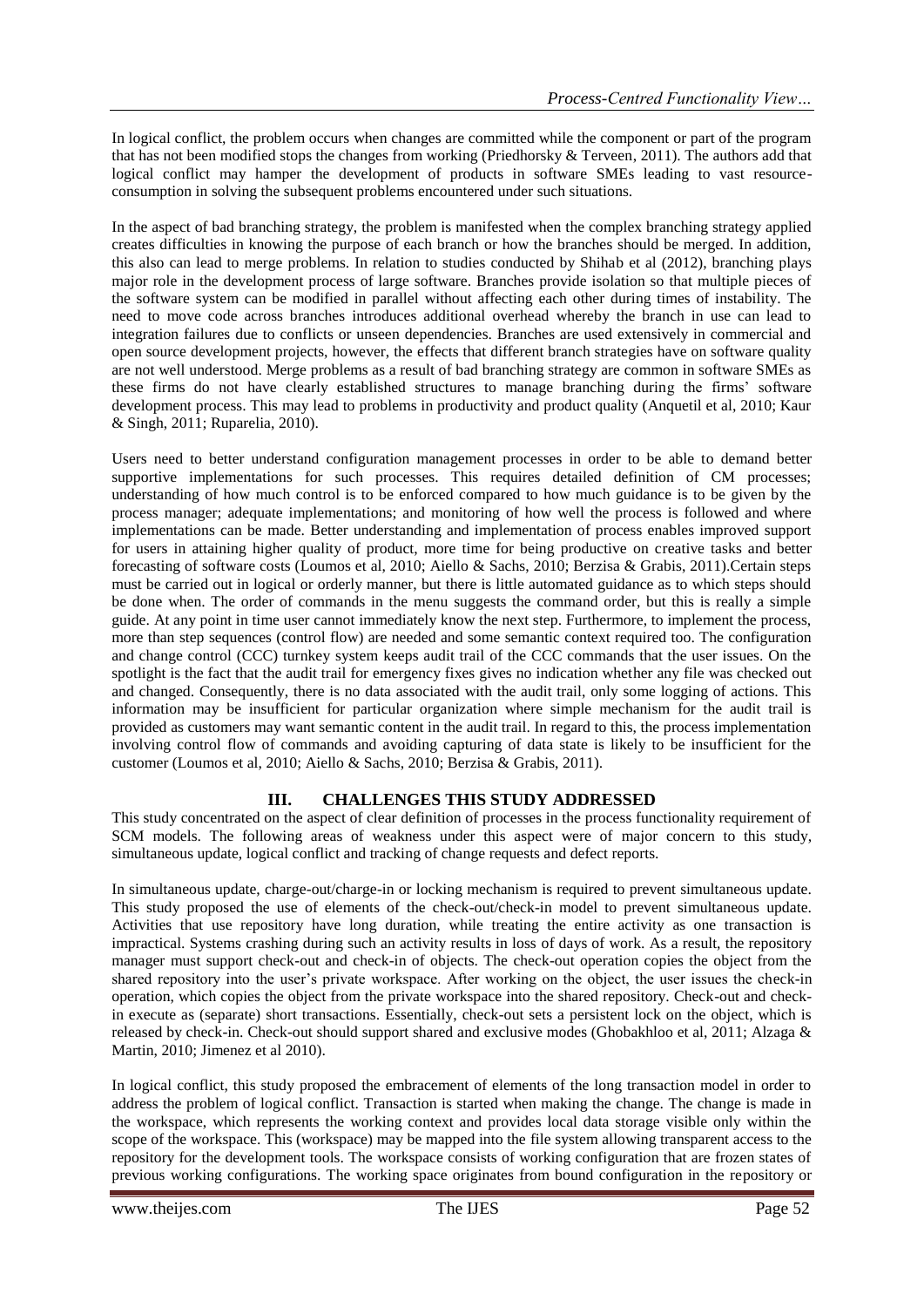In logical conflict, the problem occurs when changes are committed while the component or part of the program that has not been modified stops the changes from working (Priedhorsky & Terveen, 2011). The authors add that logical conflict may hamper the development of products in software SMEs leading to vast resource-consumption in solving the subsequent problems encountered under such situations.

In the aspect of bad branching strategy, the problem is manifested when the complex branching strategy applied creates difficulties in knowing the purpose of each branch or how the branches should be merged. In addition, this also can lead to merge problems. In relation to studies conducted by Shihab et al (2012), branching plays major role in the development process of large software. Branches provide isolation so that multiple pieces of the software system can be modified in parallel without affecting each other during times of instability. The need to move code across branches introduces additional overhead whereby the branch in use can lead to integration failures due to conflicts or unseen dependencies. Branches are used extensively in commercial and open source development projects, however, the effects that different branch strategies have on software quality are not well understood. Merge problems as a result of bad branching strategy are common in software SMEs as these firms do not have clearly established structures to manage branching during the firms' software development process. This may lead to problems in productivity and product quality (Anquetil et al, 2010; Kaur & Singh, 2011; Ruparelia, 2010).

Users need to better understand configuration management processes in order to be able to demand better supportive implementations for such processes. This requires detailed definition of CM processes; understanding of how much control is to be enforced compared to how much guidance is to be given by the process manager; adequate implementations; and monitoring of how well the process is followed and where implementations can be made. Better understanding and implementation of process enables improved support for users in attaining higher quality of product, more time for being productive on creative tasks and better forecasting of software costs (Loumos et al, 2010; Aiello & Sachs, 2010; Berzisa & Grabis, 2011).Certain steps must be carried out in logical or orderly manner, but there is little automated guidance as to which steps should be done when. The order of commands in the menu suggests the command order, but this is really a simple guide. At any point in time user cannot immediately know the next step. Furthermore, to implement the process, more than step sequences (control flow) are needed and some semantic context required too. The configuration and change control (CCC) turnkey system keeps audit trail of the CCC commands that the user issues. On the spotlight is the fact that the audit trail for emergency fixes gives no indication whether any file was checked out and changed. Consequently, there is no data associated with the audit trail, only some logging of actions. This information may be insufficient for particular organization where simple mechanism for the audit trail is provided as customers may want semantic content in the audit trail. In regard to this, the process implementation involving control flow of commands and avoiding capturing of data state is likely to be insufficient for the customer (Loumos et al, 2010; Aiello & Sachs, 2010; Berzisa & Grabis, 2011).

## III. CHALLENGES THIS STUDY ADDRESSED

This study concentrated on the aspect of clear definition of processes in the process functionality requirement of SCM models. The following areas of weakness under this aspect were of major concern to this study, simultaneous update, logical conflict and tracking of change requests and defect reports.

In simultaneous update, charge-out/charge-in or locking mechanism is required to prevent simultaneous update. This study proposed the use of elements of the check-out/check-in model to prevent simultaneous update. Activities that use repository have long duration, while treating the entire activity as one transaction is impractical. Systems crashing during such an activity results in loss of days of work. As a result, the repository manager must support check-out and check-in of objects. The check-out operation copies the object from the shared repository into the user's private workspace. After working on the object, the user issues the check-in operation, which copies the object from the private workspace into the shared repository. Check-out and check-in execute as (separate) short transactions. Essentially, check-out sets a persistent lock on the object, which is released by check-in. Check-out should support shared and exclusive modes (Ghobakhloo et al, 2011; Alzaga & Martin, 2010; Jimenez et al 2010).

In logical conflict, this study proposed the embracement of elements of the long transaction model in order to address the problem of logical conflict. Transaction is started when making the change. The change is made in the workspace, which represents the working context and provides local data storage visible only within the scope of the workspace. This (workspace) may be mapped into the file system allowing transparent access to the repository for the development tools. The workspace consists of working configuration that are frozen states of previous working configurations. The working space originates from bound configuration in the repository or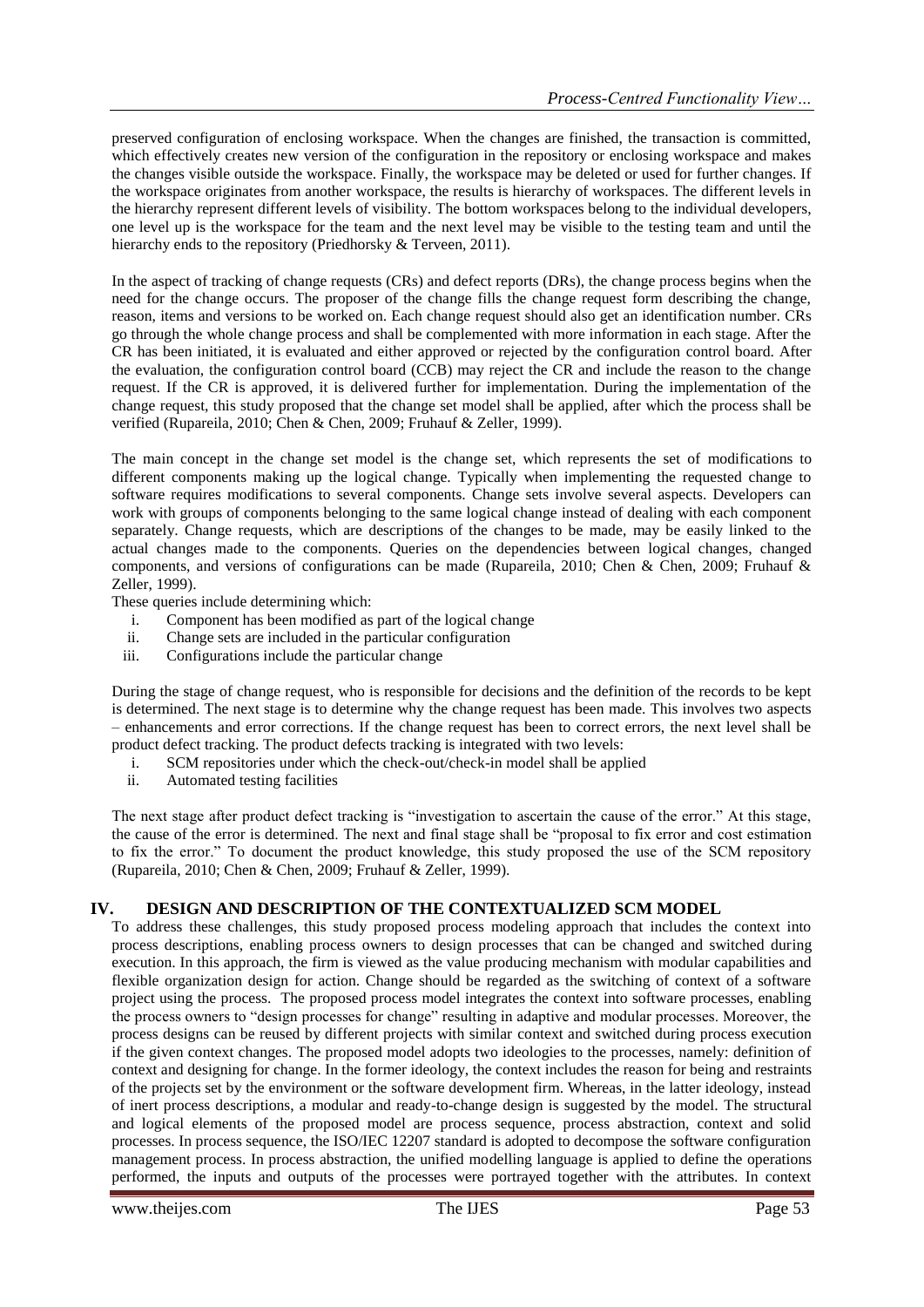preserved configuration of enclosing workspace. When the changes are finished, the transaction is committed, which effectively creates new version of the configuration in the repository or enclosing workspace and makes the changes visible outside the workspace. Finally, the workspace may be deleted or used for further changes. If the workspace originates from another workspace, the results is hierarchy of workspaces. The different levels in the hierarchy represent different levels of visibility. The bottom workspaces belong to the individual developers, one level up is the workspace for the team and the next level may be visible to the testing team and until the hierarchy ends to the repository (Priedhorsky & Terveen, 2011).

In the aspect of tracking of change requests (CRs) and defect reports (DRs), the change process begins when the need for the change occurs. The proposer of the change fills the change request form describing the change, reason, items and versions to be worked on. Each change request should also get an identification number. CRs go through the whole change process and shall be complemented with more information in each stage. After the CR has been initiated, it is evaluated and either approved or rejected by the configuration control board. After the evaluation, the configuration control board (CCB) may reject the CR and include the reason to the change request. If the CR is approved, it is delivered further for implementation. During the implementation of the change request, this study proposed that the change set model shall be applied, after which the process shall be verified (Rupareila, 2010; Chen & Chen, 2009; Fruhauf & Zeller, 1999).

The main concept in the change set model is the change set, which represents the set of modifications to different components making up the logical change. Typically when implementing the requested change to software requires modifications to several components. Change sets involve several aspects. Developers can work with groups of components belonging to the same logical change instead of dealing with each component separately. Change requests, which are descriptions of the changes to be made, may be easily linked to the actual changes made to the components. Queries on the dependencies between logical changes, changed components, and versions of configurations can be made (Rupareila, 2010; Chen & Chen, 2009; Fruhauf & Zeller, 1999).

These queries include determining which:

i. Component has been modified as part of the logical change
ii. Change sets are included in the particular configuration
iii. Configurations include the particular change

During the stage of change request, who is responsible for decisions and the definition of the records to be kept is determined. The next stage is to determine why the change request has been made. This involves two aspects – enhancements and error corrections. If the change request has been to correct errors, the next level shall be product defect tracking. The product defects tracking is integrated with two levels:

i. SCM repositories under which the check-out/check-in model shall be applied
ii. Automated testing facilities

The next stage after product defect tracking is "investigation to ascertain the cause of the error." At this stage, the cause of the error is determined. The next and final stage shall be "proposal to fix error and cost estimation to fix the error." To document the product knowledge, this study proposed the use of the SCM repository (Rupareila, 2010; Chen & Chen, 2009; Fruhauf & Zeller, 1999).

## IV. DESIGN AND DESCRIPTION OF THE CONTEXTUALIZED SCM MODEL

To address these challenges, this study proposed process modeling approach that includes the context into process descriptions, enabling process owners to design processes that can be changed and switched during execution. In this approach, the firm is viewed as the value producing mechanism with modular capabilities and flexible organization design for action. Change should be regarded as the switching of context of a software project using the process. The proposed process model integrates the context into software processes, enabling the process owners to "design processes for change" resulting in adaptive and modular processes. Moreover, the process designs can be reused by different projects with similar context and switched during process execution if the given context changes. The proposed model adopts two ideologies to the processes, namely: definition of context and designing for change. In the former ideology, the context includes the reason for being and restraints of the projects set by the environment or the software development firm. Whereas, in the latter ideology, instead of inert process descriptions, a modular and ready-to-change design is suggested by the model. The structural and logical elements of the proposed model are process sequence, process abstraction, context and solid processes. In process sequence, the ISO/IEC 12207 standard is adopted to decompose the software configuration management process. In process abstraction, the unified modelling language is applied to define the operations performed, the inputs and outputs of the processes were portrayed together with the attributes. In context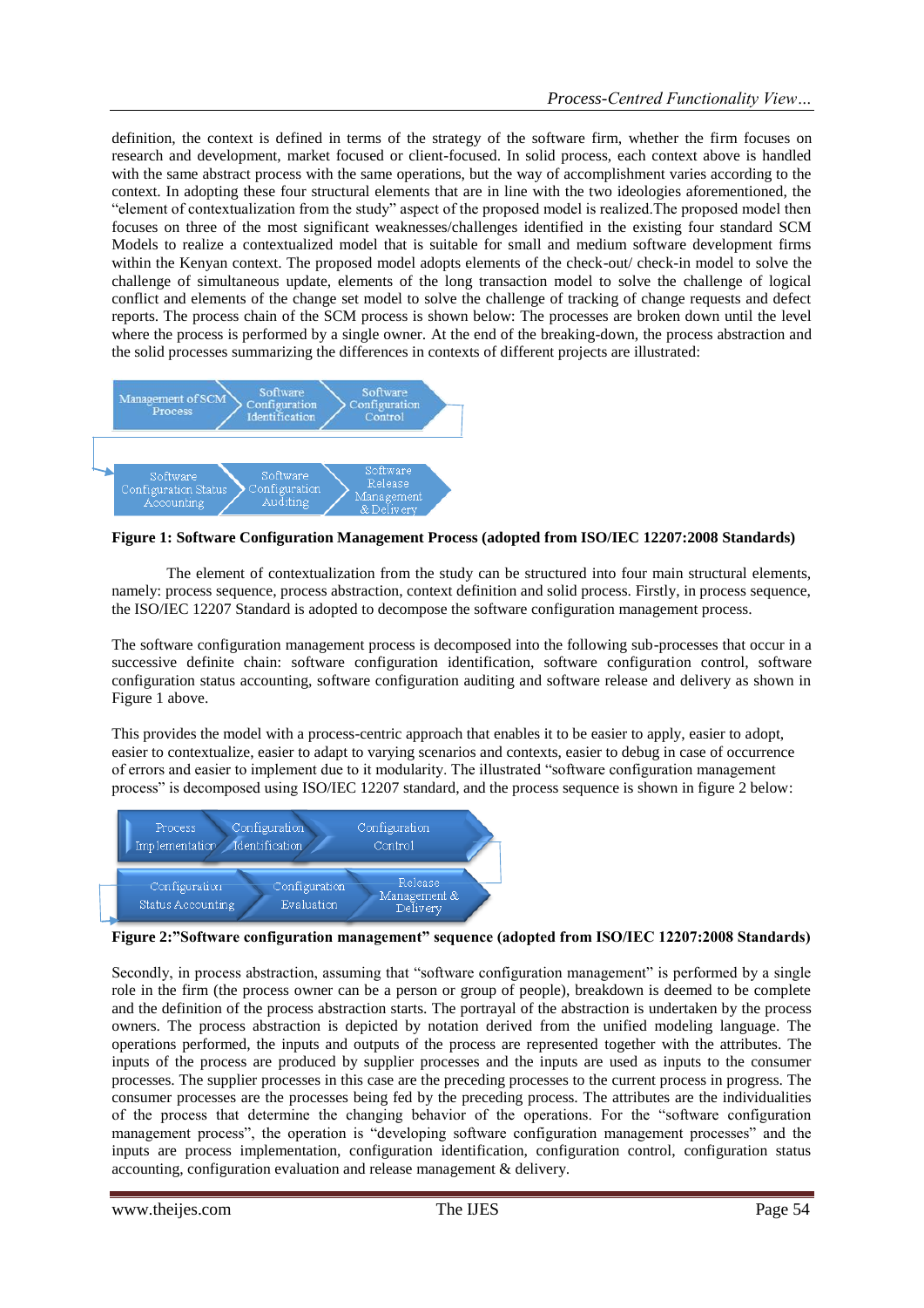definition, the context is defined in terms of the strategy of the software firm, whether the firm focuses on research and development, market focused or client-focused. In solid process, each context above is handled with the same abstract process with the same operations, but the way of accomplishment varies according to the context. In adopting these four structural elements that are in line with the two ideologies aforementioned, the "element of contextualization from the study" aspect of the proposed model is realized.The proposed model then focuses on three of the most significant weaknesses/challenges identified in the existing four standard SCM Models to realize a contextualized model that is suitable for small and medium software development firms within the Kenyan context. The proposed model adopts elements of the check-out/ check-in model to solve the challenge of simultaneous update, elements of the long transaction model to solve the challenge of logical conflict and elements of the change set model to solve the challenge of tracking of change requests and defect reports. The process chain of the SCM process is shown below: The processes are broken down until the level where the process is performed by a single owner. At the end of the breaking-down, the process abstraction and the solid processes summarizing the differences in contexts of different projects are illustrated:

Management of SCM Process → Software Configuration Identification → Software Configuration Control → Software Configuration Status Accounting → Software Configuration Auditing → Software Release Management & Delivery

**Figure 1: Software Configuration Management Process (adopted from ISO/IEC 12207:2008 Standards)**

The element of contextualization from the study can be structured into four main structural elements, namely: process sequence, process abstraction, context definition and solid process. Firstly, in process sequence, the ISO/IEC 12207 Standard is adopted to decompose the software configuration management process.

The software configuration management process is decomposed into the following sub-processes that occur in a successive definite chain: software configuration identification, software configuration control, software configuration status accounting, software configuration auditing and software release and delivery as shown in Figure 1 above.

This provides the model with a process-centric approach that enables it to be easier to apply, easier to adopt, easier to contextualize, easier to adapt to varying scenarios and contexts, easier to debug in case of occurrence of errors and easier to implement due to it modularity. The illustrated "software configuration management process" is decomposed using ISO/IEC 12207 standard, and the process sequence is shown in figure 2 below:

Process Implementation → Configuration Identification → Configuration Control → Configuration Status Accounting → Configuration Evaluation → Release Management & Delivery

**Figure 2:"Software configuration management" sequence (adopted from ISO/IEC 12207:2008 Standards)**

Secondly, in process abstraction, assuming that "software configuration management" is performed by a single role in the firm (the process owner can be a person or group of people), breakdown is deemed to be complete and the definition of the process abstraction starts. The portrayal of the abstraction is undertaken by the process owners. The process abstraction is depicted by notation derived from the unified modeling language. The operations performed, the inputs and outputs of the process are represented together with the attributes. The inputs of the process are produced by supplier processes and the inputs are used as inputs to the consumer processes. The supplier processes in this case are the preceding processes to the current process in progress. The consumer processes are the processes being fed by the preceding process. The attributes are the individualities of the process that determine the changing behavior of the operations. For the "software configuration management process", the operation is "developing software configuration management processes" and the inputs are process implementation, configuration identification, configuration control, configuration status accounting, configuration evaluation and release management & delivery.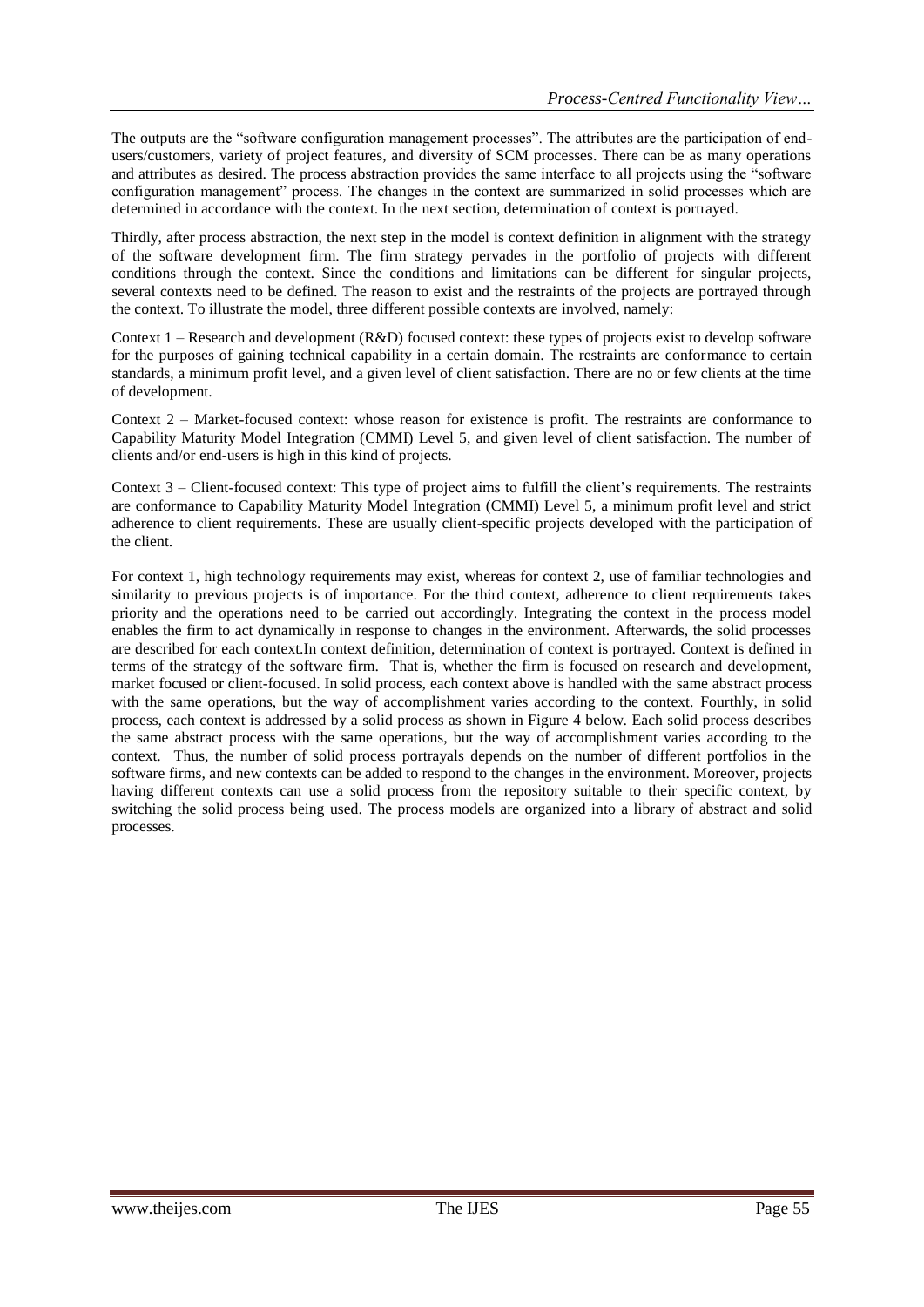The outputs are the "software configuration management processes". The attributes are the participation of end-users/customers, variety of project features, and diversity of SCM processes. There can be as many operations and attributes as desired. The process abstraction provides the same interface to all projects using the "software configuration management" process. The changes in the context are summarized in solid processes which are determined in accordance with the context. In the next section, determination of context is portrayed.

Thirdly, after process abstraction, the next step in the model is context definition in alignment with the strategy of the software development firm. The firm strategy pervades in the portfolio of projects with different conditions through the context. Since the conditions and limitations can be different for singular projects, several contexts need to be defined. The reason to exist and the restraints of the projects are portrayed through the context. To illustrate the model, three different possible contexts are involved, namely:

Context 1 – Research and development (R&D) focused context: these types of projects exist to develop software for the purposes of gaining technical capability in a certain domain. The restraints are conformance to certain standards, a minimum profit level, and a given level of client satisfaction. There are no or few clients at the time of development.

Context 2 – Market-focused context: whose reason for existence is profit. The restraints are conformance to Capability Maturity Model Integration (CMMI) Level 5, and given level of client satisfaction. The number of clients and/or end-users is high in this kind of projects.

Context 3 – Client-focused context: This type of project aims to fulfill the client's requirements. The restraints are conformance to Capability Maturity Model Integration (CMMI) Level 5, a minimum profit level and strict adherence to client requirements. These are usually client-specific projects developed with the participation of the client.

For context 1, high technology requirements may exist, whereas for context 2, use of familiar technologies and similarity to previous projects is of importance. For the third context, adherence to client requirements takes priority and the operations need to be carried out accordingly. Integrating the context in the process model enables the firm to act dynamically in response to changes in the environment. Afterwards, the solid processes are described for each context.In context definition, determination of context is portrayed. Context is defined in terms of the strategy of the software firm. That is, whether the firm is focused on research and development, market focused or client-focused. In solid process, each context above is handled with the same abstract process with the same operations, but the way of accomplishment varies according to the context. Fourthly, in solid process, each context is addressed by a solid process as shown in Figure 4 below. Each solid process describes the same abstract process with the same operations, but the way of accomplishment varies according to the context. Thus, the number of solid process portrayals depends on the number of different portfolios in the software firms, and new contexts can be added to respond to the changes in the environment. Moreover, projects having different contexts can use a solid process from the repository suitable to their specific context, by switching the solid process being used. The process models are organized into a library of abstract and solid processes.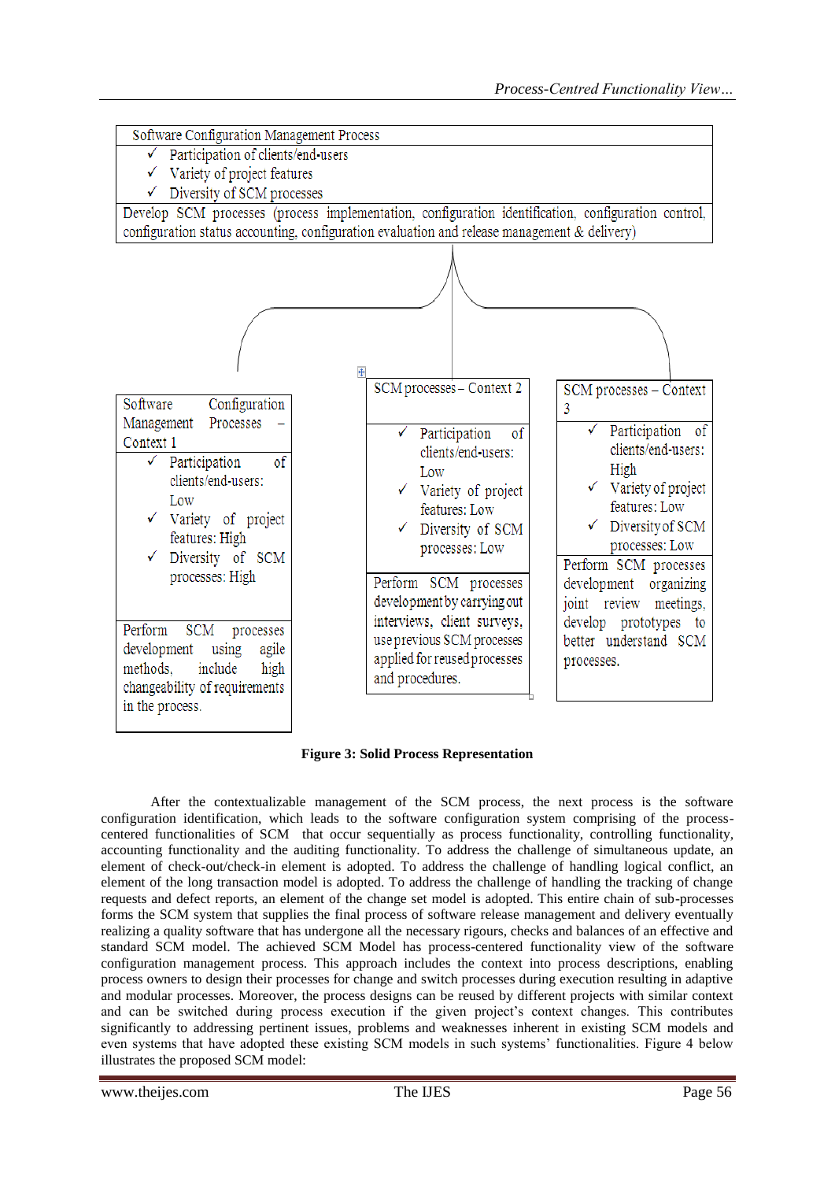Software Configuration Management Process

- ✓ Participation of clients/end-users
- ✓ Variety of project features
- ✓ Diversity of SCM processes

Develop SCM processes (process implementation, configuration identification, configuration control, configuration status accounting, configuration evaluation and release management & delivery)

| Software Configuration Management Processes – Context 1 | SCM processes – Context 2 | SCM processes – Context 3 |
|---|---|---|
| ✓ Participation of clients/end-users: Low<br>✓ Variety of project features: High<br>✓ Diversity of SCM processes: High | ✓ Participation of clients/end-users: Low<br>✓ Variety of project features: Low<br>✓ Diversity of SCM processes: Low | ✓ Participation of clients/end-users: High<br>✓ Variety of project features: Low<br>✓ Diversity of SCM processes: Low |
| Perform SCM processes development using agile methods, include high changeability of requirements in the process. | Perform SCM processes development by carrying out interviews, client surveys, use previous SCM processes applied for reused processes and procedures. | Perform SCM processes development organizing joint review meetings, develop prototypes to better understand SCM processes. |

**Figure 3: Solid Process Representation**

After the contextualizable management of the SCM process, the next process is the software configuration identification, which leads to the software configuration system comprising of the process-centered functionalities of SCM that occur sequentially as process functionality, controlling functionality, accounting functionality and the auditing functionality. To address the challenge of simultaneous update, an element of check-out/check-in element is adopted. To address the challenge of handling logical conflict, an element of the long transaction model is adopted. To address the challenge of handling the tracking of change requests and defect reports, an element of the change set model is adopted. This entire chain of sub-processes forms the SCM system that supplies the final process of software release management and delivery eventually realizing a quality software that has undergone all the necessary rigours, checks and balances of an effective and standard SCM model. The achieved SCM Model has process-centered functionality view of the software configuration management process. This approach includes the context into process descriptions, enabling process owners to design their processes for change and switch processes during execution resulting in adaptive and modular processes. Moreover, the process designs can be reused by different projects with similar context and can be switched during process execution if the given project's context changes. This contributes significantly to addressing pertinent issues, problems and weaknesses inherent in existing SCM models and even systems that have adopted these existing SCM models in such systems' functionalities. Figure 4 below illustrates the proposed SCM model: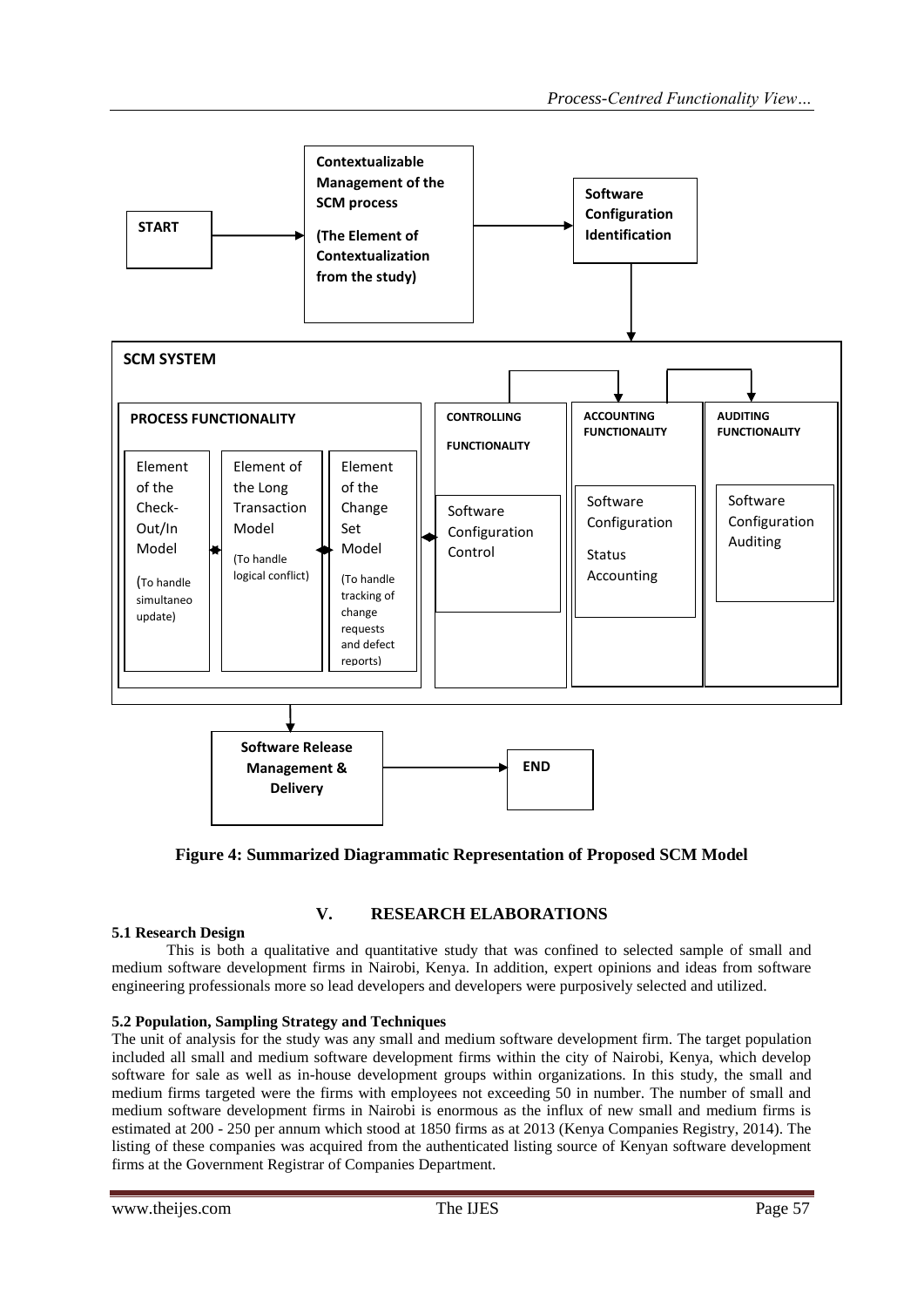START → Contextualizable Management of the SCM process (The Element of Contextualization from the study) → Software Configuration Identification

**SCM SYSTEM**

- **PROCESS FUNCTIONALITY**
  - Element of the Check-Out/In Model (To handle simultaneo update)
  - Element of the Long Transaction Model (To handle logical conflict)
  - Element of the Change Set Model (To handle tracking of change requests and defect reports)
- **CONTROLLING FUNCTIONALITY**
  - Software Configuration Control
- **ACCOUNTING FUNCTIONALITY**
  - Software Configuration Status Accounting
- **AUDITING FUNCTIONALITY**
  - Software Configuration Auditing

Software Release Management & Delivery → END

**Figure 4: Summarized Diagrammatic Representation of Proposed SCM Model**

## V. RESEARCH ELABORATIONS

### 5.1 Research Design

This is both a qualitative and quantitative study that was confined to selected sample of small and medium software development firms in Nairobi, Kenya. In addition, expert opinions and ideas from software engineering professionals more so lead developers and developers were purposively selected and utilized.

### 5.2 Population, Sampling Strategy and Techniques

The unit of analysis for the study was any small and medium software development firm. The target population included all small and medium software development firms within the city of Nairobi, Kenya, which develop software for sale as well as in-house development groups within organizations. In this study, the small and medium firms targeted were the firms with employees not exceeding 50 in number. The number of small and medium software development firms in Nairobi is enormous as the influx of new small and medium firms is estimated at 200 - 250 per annum which stood at 1850 firms as at 2013 (Kenya Companies Registry, 2014). The listing of these companies was acquired from the authenticated listing source of Kenyan software development firms at the Government Registrar of Companies Department.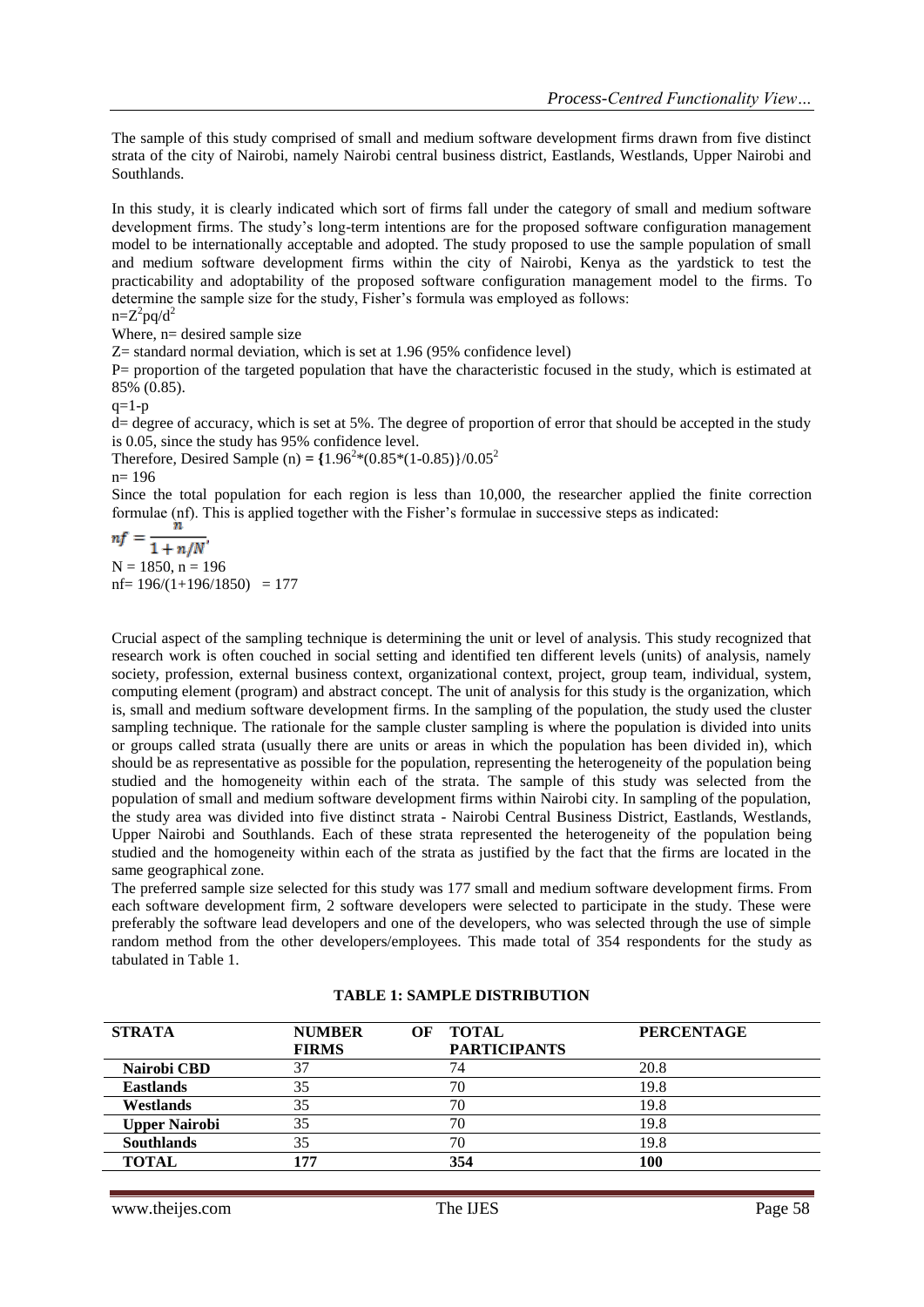The sample of this study comprised of small and medium software development firms drawn from five distinct strata of the city of Nairobi, namely Nairobi central business district, Eastlands, Westlands, Upper Nairobi and Southlands.

In this study, it is clearly indicated which sort of firms fall under the category of small and medium software development firms. The study's long-term intentions are for the proposed software configuration management model to be internationally acceptable and adopted. The study proposed to use the sample population of small and medium software development firms within the city of Nairobi, Kenya as the yardstick to test the practicability and adoptability of the proposed software configuration management model to the firms. To determine the sample size for the study, Fisher's formula was employed as follows:

$n=Z^2pq/d^2$

Where, n= desired sample size

Z= standard normal deviation, which is set at 1.96 (95% confidence level)

P= proportion of the targeted population that have the characteristic focused in the study, which is estimated at 85% (0.85).

q=1-p

d= degree of accuracy, which is set at 5%. The degree of proportion of error that should be accepted in the study is 0.05, since the study has 95% confidence level.

Therefore, Desired Sample (n) = $\{1.96^2*(0.85*(1-0.85)\}/0.05^2$

n= 196

Since the total population for each region is less than 10,000, the researcher applied the finite correction formulae (nf). This is applied together with the Fisher's formulae in successive steps as indicated:

$$nf = \frac{n}{1 + n/N},$$

N = 1850, n = 196

nf= 196/(1+196/1850) = 177

Crucial aspect of the sampling technique is determining the unit or level of analysis. This study recognized that research work is often couched in social setting and identified ten different levels (units) of analysis, namely society, profession, external business context, organizational context, project, group team, individual, system, computing element (program) and abstract concept. The unit of analysis for this study is the organization, which is, small and medium software development firms. In the sampling of the population, the study used the cluster sampling technique. The rationale for the sample cluster sampling is where the population is divided into units or groups called strata (usually there are units or areas in which the population has been divided in), which should be as representative as possible for the population, representing the heterogeneity of the population being studied and the homogeneity within each of the strata. The sample of this study was selected from the population of small and medium software development firms within Nairobi city. In sampling of the population, the study area was divided into five distinct strata - Nairobi Central Business District, Eastlands, Westlands, Upper Nairobi and Southlands. Each of these strata represented the heterogeneity of the population being studied and the homogeneity within each of the strata as justified by the fact that the firms are located in the same geographical zone.

The preferred sample size selected for this study was 177 small and medium software development firms. From each software development firm, 2 software developers were selected to participate in the study. These were preferably the software lead developers and one of the developers, who was selected through the use of simple random method from the other developers/employees. This made total of 354 respondents for the study as tabulated in Table 1.

**TABLE 1: SAMPLE DISTRIBUTION**

| STRATA | NUMBER OF FIRMS | TOTAL PARTICIPANTS | PERCENTAGE |
|---|---|---|---|
| **Nairobi CBD** | 37 | 74 | 20.8 |
| **Eastlands** | 35 | 70 | 19.8 |
| **Westlands** | 35 | 70 | 19.8 |
| **Upper Nairobi** | 35 | 70 | 19.8 |
| **Southlands** | 35 | 70 | 19.8 |
| **TOTAL** | **177** | **354** | **100** |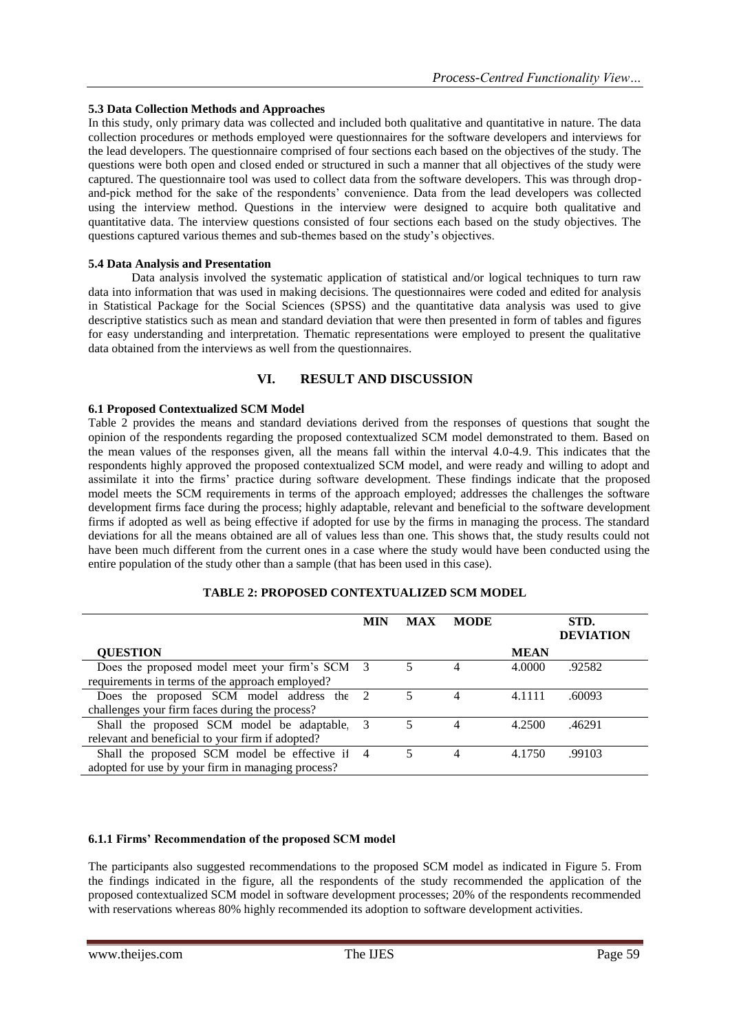### 5.3 Data Collection Methods and Approaches

In this study, only primary data was collected and included both qualitative and quantitative in nature. The data collection procedures or methods employed were questionnaires for the software developers and interviews for the lead developers. The questionnaire comprised of four sections each based on the objectives of the study. The questions were both open and closed ended or structured in such a manner that all objectives of the study were captured. The questionnaire tool was used to collect data from the software developers. This was through drop-and-pick method for the sake of the respondents' convenience. Data from the lead developers was collected using the interview method. Questions in the interview were designed to acquire both qualitative and quantitative data. The interview questions consisted of four sections each based on the study objectives. The questions captured various themes and sub-themes based on the study's objectives.

### 5.4 Data Analysis and Presentation

Data analysis involved the systematic application of statistical and/or logical techniques to turn raw data into information that was used in making decisions. The questionnaires were coded and edited for analysis in Statistical Package for the Social Sciences (SPSS) and the quantitative data analysis was used to give descriptive statistics such as mean and standard deviation that were then presented in form of tables and figures for easy understanding and interpretation. Thematic representations were employed to present the qualitative data obtained from the interviews as well from the questionnaires.

## VI. RESULT AND DISCUSSION

### 6.1 Proposed Contextualized SCM Model

Table 2 provides the means and standard deviations derived from the responses of questions that sought the opinion of the respondents regarding the proposed contextualized SCM model demonstrated to them. Based on the mean values of the responses given, all the means fall within the interval 4.0-4.9. This indicates that the respondents highly approved the proposed contextualized SCM model, and were ready and willing to adopt and assimilate it into the firms' practice during software development. These findings indicate that the proposed model meets the SCM requirements in terms of the approach employed; addresses the challenges the software development firms face during the process; highly adaptable, relevant and beneficial to the software development firms if adopted as well as being effective if adopted for use by the firms in managing the process. The standard deviations for all the means obtained are all of values less than one. This shows that, the study results could not have been much different from the current ones in a case where the study would have been conducted using the entire population of the study other than a sample (that has been used in this case).

**TABLE 2: PROPOSED CONTEXTUALIZED SCM MODEL**

| QUESTION | MIN | MAX | MODE | MEAN | STD. DEVIATION |
|---|---|---|---|---|---|
| Does the proposed model meet your firm's SCM requirements in terms of the approach employed? | 3 | 5 | 4 | 4.0000 | .92582 |
| Does the proposed SCM model address the challenges your firm faces during the process? | 2 | 5 | 4 | 4.1111 | .60093 |
| Shall the proposed SCM model be adaptable, relevant and beneficial to your firm if adopted? | 3 | 5 | 4 | 4.2500 | .46291 |
| Shall the proposed SCM model be effective if adopted for use by your firm in managing process? | 4 | 5 | 4 | 4.1750 | .99103 |

#### 6.1.1 Firms' Recommendation of the proposed SCM model

The participants also suggested recommendations to the proposed SCM model as indicated in Figure 5. From the findings indicated in the figure, all the respondents of the study recommended the application of the proposed contextualized SCM model in software development processes; 20% of the respondents recommended with reservations whereas 80% highly recommended its adoption to software development activities.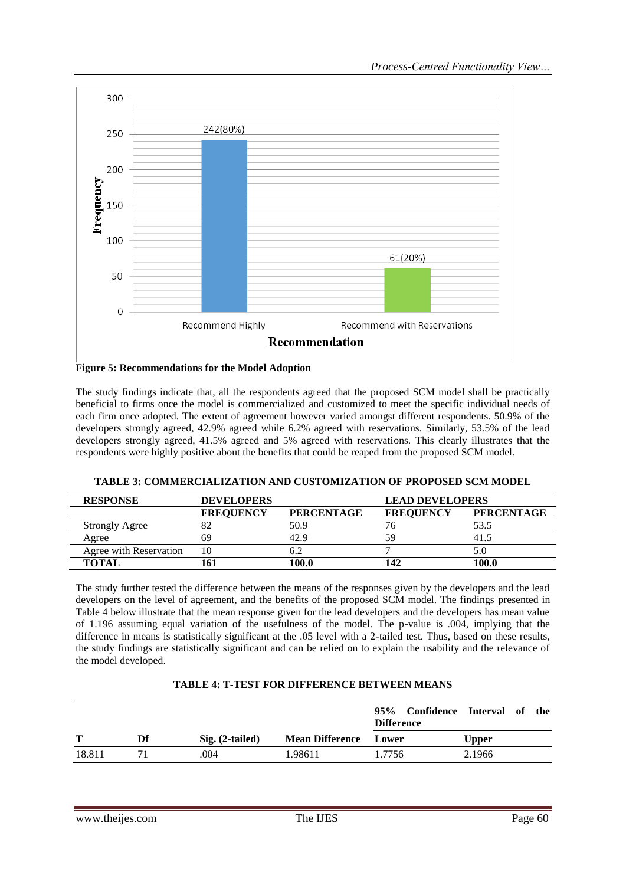**Figure 5: Recommendations for the Model Adoption**

The study findings indicate that, all the respondents agreed that the proposed SCM model shall be practically beneficial to firms once the model is commercialized and customized to meet the specific individual needs of each firm once adopted. The extent of agreement however varied amongst different respondents. 50.9% of the developers strongly agreed, 42.9% agreed while 6.2% agreed with reservations. Similarly, 53.5% of the lead developers strongly agreed, 41.5% agreed and 5% agreed with reservations. This clearly illustrates that the respondents were highly positive about the benefits that could be reaped from the proposed SCM model.

**TABLE 3: COMMERCIALIZATION AND CUSTOMIZATION OF PROPOSED SCM MODEL**

| RESPONSE | DEVELOPERS | | LEAD DEVELOPERS | |
|---|---|---|---|---|
| | FREQUENCY | PERCENTAGE | FREQUENCY | PERCENTAGE |
| Strongly Agree | 82 | 50.9 | 76 | 53.5 |
| Agree | 69 | 42.9 | 59 | 41.5 |
| Agree with Reservation | 10 | 6.2 | 7 | 5.0 |
| **TOTAL** | **161** | **100.0** | **142** | **100.0** |

The study further tested the difference between the means of the responses given by the developers and the lead developers on the level of agreement, and the benefits of the proposed SCM model. The findings presented in Table 4 below illustrate that the mean response given for the lead developers and the developers has mean value of 1.196 assuming equal variation of the usefulness of the model. The p-value is .004, implying that the difference in means is statistically significant at the .05 level with a 2-tailed test. Thus, based on these results, the study findings are statistically significant and can be relied on to explain the usability and the relevance of the model developed.

**TABLE 4: T-TEST FOR DIFFERENCE BETWEEN MEANS**

| | | | | 95% Confidence Interval of the Difference | |
|---|---|---|---|---|---|
| **T** | **Df** | **Sig. (2-tailed)** | **Mean Difference** | **Lower** | **Upper** |
| 18.811 | 71 | .004 | 1.98611 | 1.7756 | 2.1966 |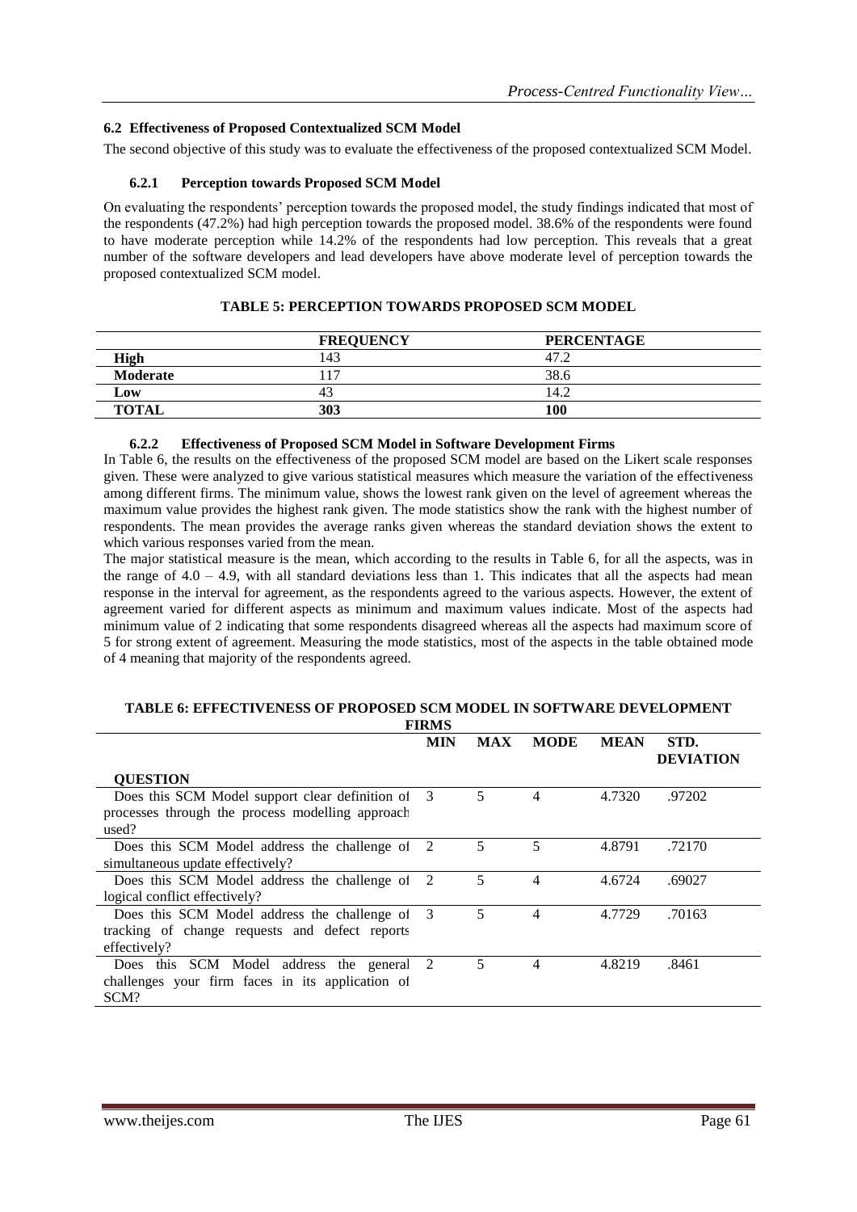### 6.2 Effectiveness of Proposed Contextualized SCM Model

The second objective of this study was to evaluate the effectiveness of the proposed contextualized SCM Model.

#### 6.2.1 Perception towards Proposed SCM Model

On evaluating the respondents' perception towards the proposed model, the study findings indicated that most of the respondents (47.2%) had high perception towards the proposed model. 38.6% of the respondents were found to have moderate perception while 14.2% of the respondents had low perception. This reveals that a great number of the software developers and lead developers have above moderate level of perception towards the proposed contextualized SCM model.

**TABLE 5: PERCEPTION TOWARDS PROPOSED SCM MODEL**

| | FREQUENCY | PERCENTAGE |
|---|---|---|
| **High** | 143 | 47.2 |
| **Moderate** | 117 | 38.6 |
| **Low** | 43 | 14.2 |
| **TOTAL** | **303** | **100** |

#### 6.2.2 Effectiveness of Proposed SCM Model in Software Development Firms

In Table 6, the results on the effectiveness of the proposed SCM model are based on the Likert scale responses given. These were analyzed to give various statistical measures which measure the variation of the effectiveness among different firms. The minimum value, shows the lowest rank given on the level of agreement whereas the maximum value provides the highest rank given. The mode statistics show the rank with the highest number of respondents. The mean provides the average ranks given whereas the standard deviation shows the extent to which various responses varied from the mean.

The major statistical measure is the mean, which according to the results in Table 6, for all the aspects, was in the range of 4.0 – 4.9, with all standard deviations less than 1. This indicates that all the aspects had mean response in the interval for agreement, as the respondents agreed to the various aspects. However, the extent of agreement varied for different aspects as minimum and maximum values indicate. Most of the aspects had minimum value of 2 indicating that some respondents disagreed whereas all the aspects had maximum score of 5 for strong extent of agreement. Measuring the mode statistics, most of the aspects in the table obtained mode of 4 meaning that majority of the respondents agreed.

**TABLE 6: EFFECTIVENESS OF PROPOSED SCM MODEL IN SOFTWARE DEVELOPMENT FIRMS**

| QUESTION | MIN | MAX | MODE | MEAN | STD. DEVIATION |
|---|---|---|---|---|---|
| Does this SCM Model support clear definition of processes through the process modelling approach used? | 3 | 5 | 4 | 4.7320 | .97202 |
| Does this SCM Model address the challenge of simultaneous update effectively? | 2 | 5 | 5 | 4.8791 | .72170 |
| Does this SCM Model address the challenge of logical conflict effectively? | 2 | 5 | 4 | 4.6724 | .69027 |
| Does this SCM Model address the challenge of tracking of change requests and defect reports effectively? | 3 | 5 | 4 | 4.7729 | .70163 |
| Does this SCM Model address the general challenges your firm faces in its application of SCM? | 2 | 5 | 4 | 4.8219 | .8461 |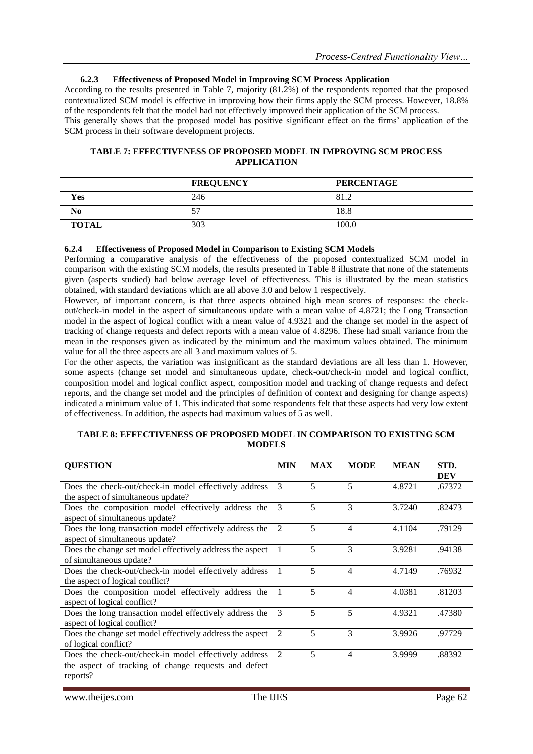### 6.2.3 Effectiveness of Proposed Model in Improving SCM Process Application

According to the results presented in Table 7, majority (81.2%) of the respondents reported that the proposed contextualized SCM model is effective in improving how their firms apply the SCM process. However, 18.8% of the respondents felt that the model had not effectively improved their application of the SCM process.
This generally shows that the proposed model has positive significant effect on the firms' application of the SCM process in their software development projects.

**TABLE 7: EFFECTIVENESS OF PROPOSED MODEL IN IMPROVING SCM PROCESS APPLICATION**

| | FREQUENCY | PERCENTAGE |
|---|---|---|
| **Yes** | 246 | 81.2 |
| **No** | 57 | 18.8 |
| **TOTAL** | 303 | 100.0 |

### 6.2.4 Effectiveness of Proposed Model in Comparison to Existing SCM Models

Performing a comparative analysis of the effectiveness of the proposed contextualized SCM model in comparison with the existing SCM models, the results presented in Table 8 illustrate that none of the statements given (aspects studied) had below average level of effectiveness. This is illustrated by the mean statistics obtained, with standard deviations which are all above 3.0 and below 1 respectively.

However, of important concern, is that three aspects obtained high mean scores of responses: the check-out/check-in model in the aspect of simultaneous update with a mean value of 4.8721; the Long Transaction model in the aspect of logical conflict with a mean value of 4.9321 and the change set model in the aspect of tracking of change requests and defect reports with a mean value of 4.8296. These had small variance from the mean in the responses given as indicated by the minimum and the maximum values obtained. The minimum value for all the three aspects are all 3 and maximum values of 5.

For the other aspects, the variation was insignificant as the standard deviations are all less than 1. However, some aspects (change set model and simultaneous update, check-out/check-in model and logical conflict, composition model and logical conflict aspect, composition model and tracking of change requests and defect reports, and the change set model and the principles of definition of context and designing for change aspects) indicated a minimum value of 1. This indicated that some respondents felt that these aspects had very low extent of effectiveness. In addition, the aspects had maximum values of 5 as well.

**TABLE 8: EFFECTIVENESS OF PROPOSED MODEL IN COMPARISON TO EXISTING SCM MODELS**

| QUESTION | MIN | MAX | MODE | MEAN | STD. DEV |
|---|---|---|---|---|---|
| Does the check-out/check-in model effectively address the aspect of simultaneous update? | 3 | 5 | 5 | 4.8721 | .67372 |
| Does the composition model effectively address the aspect of simultaneous update? | 3 | 5 | 3 | 3.7240 | .82473 |
| Does the long transaction model effectively address the aspect of simultaneous update? | 2 | 5 | 4 | 4.1104 | .79129 |
| Does the change set model effectively address the aspect of simultaneous update? | 1 | 5 | 3 | 3.9281 | .94138 |
| Does the check-out/check-in model effectively address the aspect of logical conflict? | 1 | 5 | 4 | 4.7149 | .76932 |
| Does the composition model effectively address the aspect of logical conflict? | 1 | 5 | 4 | 4.0381 | .81203 |
| Does the long transaction model effectively address the aspect of logical conflict? | 3 | 5 | 5 | 4.9321 | .47380 |
| Does the change set model effectively address the aspect of logical conflict? | 2 | 5 | 3 | 3.9926 | .97729 |
| Does the check-out/check-in model effectively address the aspect of tracking of change requests and defect reports? | 2 | 5 | 4 | 3.9999 | .88392 |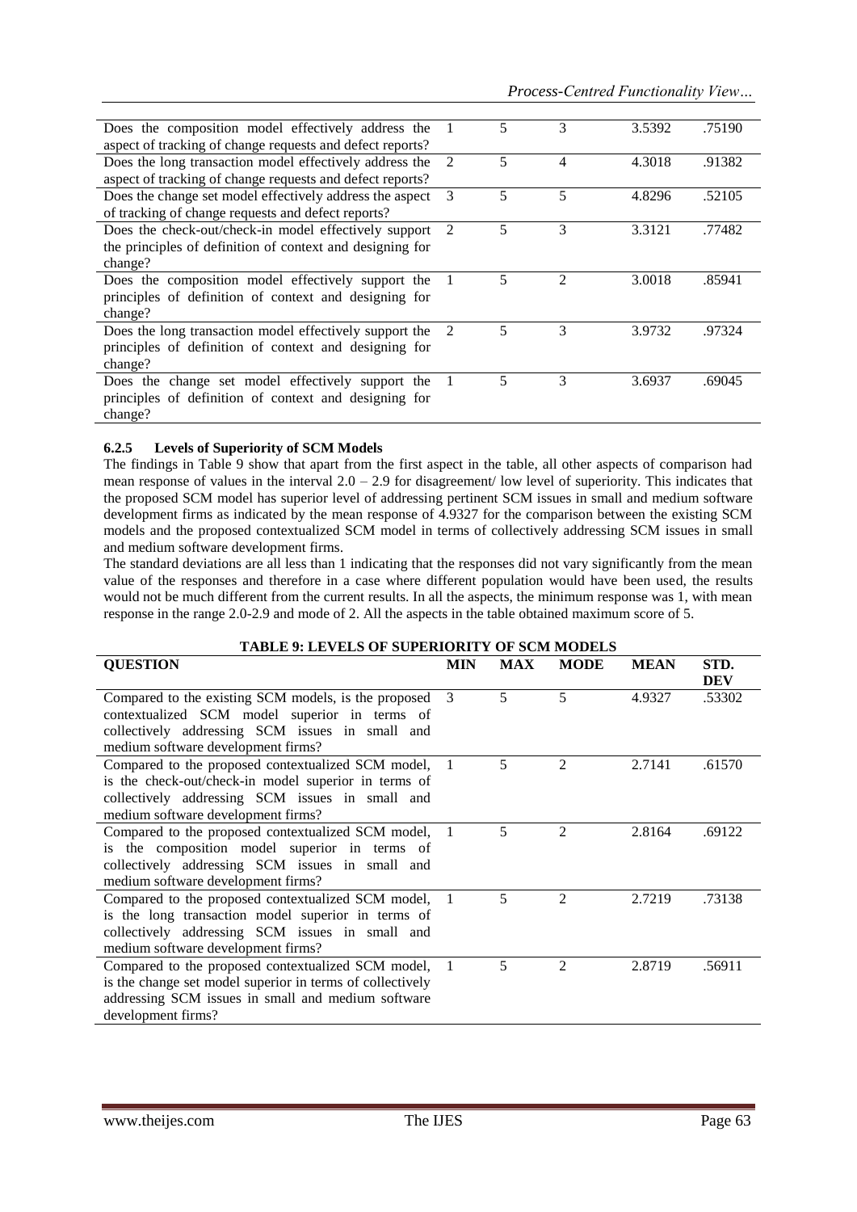| | | | | | |
|---|---|---|---|---|---|
| Does the composition model effectively address the aspect of tracking of change requests and defect reports? | 1 | 5 | 3 | 3.5392 | .75190 |
| Does the long transaction model effectively address the aspect of tracking of change requests and defect reports? | 2 | 5 | 4 | 4.3018 | .91382 |
| Does the change set model effectively address the aspect of tracking of change requests and defect reports? | 3 | 5 | 5 | 4.8296 | .52105 |
| Does the check-out/check-in model effectively support the principles of definition of context and designing for change? | 2 | 5 | 3 | 3.3121 | .77482 |
| Does the composition model effectively support the principles of definition of context and designing for change? | 1 | 5 | 2 | 3.0018 | .85941 |
| Does the long transaction model effectively support the principles of definition of context and designing for change? | 2 | 5 | 3 | 3.9732 | .97324 |
| Does the change set model effectively support the principles of definition of context and designing for change? | 1 | 5 | 3 | 3.6937 | .69045 |

### 6.2.5 Levels of Superiority of SCM Models

The findings in Table 9 show that apart from the first aspect in the table, all other aspects of comparison had mean response of values in the interval 2.0 – 2.9 for disagreement/ low level of superiority. This indicates that the proposed SCM model has superior level of addressing pertinent SCM issues in small and medium software development firms as indicated by the mean response of 4.9327 for the comparison between the existing SCM models and the proposed contextualized SCM model in terms of collectively addressing SCM issues in small and medium software development firms.

The standard deviations are all less than 1 indicating that the responses did not vary significantly from the mean value of the responses and therefore in a case where different population would have been used, the results would not be much different from the current results. In all the aspects, the minimum response was 1, with mean response in the range 2.0-2.9 and mode of 2. All the aspects in the table obtained maximum score of 5.

**TABLE 9: LEVELS OF SUPERIORITY OF SCM MODELS**

| QUESTION | MIN | MAX | MODE | MEAN | STD. DEV |
|---|---|---|---|---|---|
| Compared to the existing SCM models, is the proposed contextualized SCM model superior in terms of collectively addressing SCM issues in small and medium software development firms? | 3 | 5 | 5 | 4.9327 | .53302 |
| Compared to the proposed contextualized SCM model, is the check-out/check-in model superior in terms of collectively addressing SCM issues in small and medium software development firms? | 1 | 5 | 2 | 2.7141 | .61570 |
| Compared to the proposed contextualized SCM model, is the composition model superior in terms of collectively addressing SCM issues in small and medium software development firms? | 1 | 5 | 2 | 2.8164 | .69122 |
| Compared to the proposed contextualized SCM model, is the long transaction model superior in terms of collectively addressing SCM issues in small and medium software development firms? | 1 | 5 | 2 | 2.7219 | .73138 |
| Compared to the proposed contextualized SCM model, is the change set model superior in terms of collectively addressing SCM issues in small and medium software development firms? | 1 | 5 | 2 | 2.8719 | .56911 |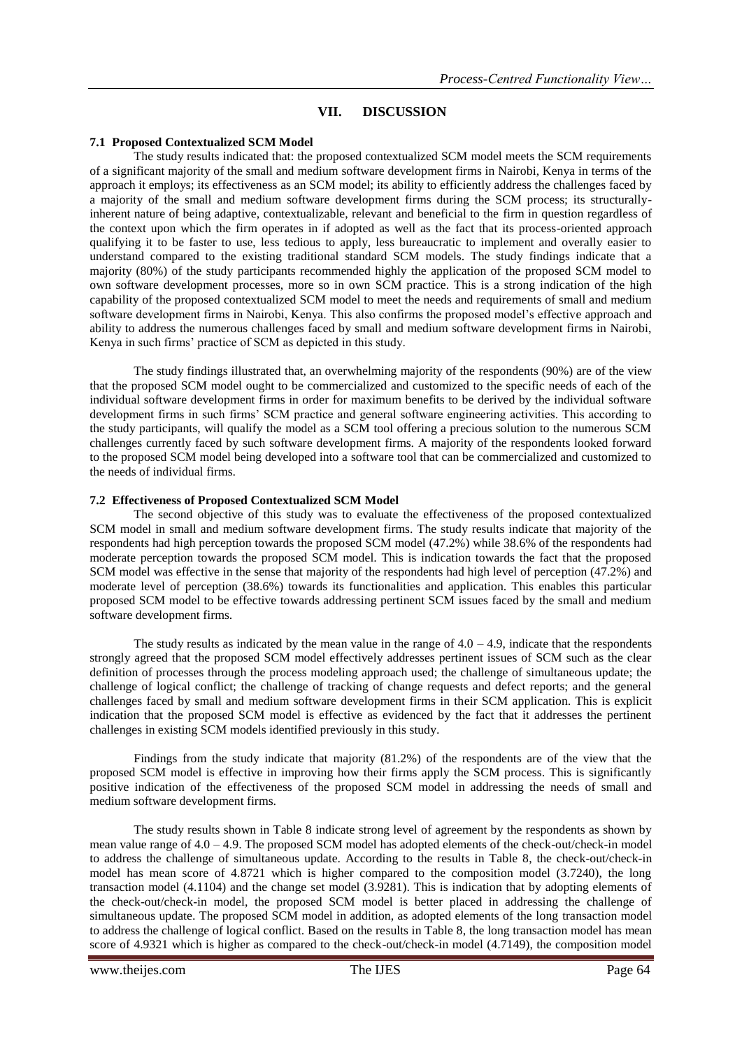## VII. DISCUSSION

### 7.1 Proposed Contextualized SCM Model

The study results indicated that: the proposed contextualized SCM model meets the SCM requirements of a significant majority of the small and medium software development firms in Nairobi, Kenya in terms of the approach it employs; its effectiveness as an SCM model; its ability to efficiently address the challenges faced by a majority of the small and medium software development firms during the SCM process; its structurally-inherent nature of being adaptive, contextualizable, relevant and beneficial to the firm in question regardless of the context upon which the firm operates in if adopted as well as the fact that its process-oriented approach qualifying it to be faster to use, less tedious to apply, less bureaucratic to implement and overally easier to understand compared to the existing traditional standard SCM models. The study findings indicate that a majority (80%) of the study participants recommended highly the application of the proposed SCM model to own software development processes, more so in own SCM practice. This is a strong indication of the high capability of the proposed contextualized SCM model to meet the needs and requirements of small and medium software development firms in Nairobi, Kenya. This also confirms the proposed model's effective approach and ability to address the numerous challenges faced by small and medium software development firms in Nairobi, Kenya in such firms' practice of SCM as depicted in this study.

The study findings illustrated that, an overwhelming majority of the respondents (90%) are of the view that the proposed SCM model ought to be commercialized and customized to the specific needs of each of the individual software development firms in order for maximum benefits to be derived by the individual software development firms in such firms' SCM practice and general software engineering activities. This according to the study participants, will qualify the model as a SCM tool offering a precious solution to the numerous SCM challenges currently faced by such software development firms. A majority of the respondents looked forward to the proposed SCM model being developed into a software tool that can be commercialized and customized to the needs of individual firms.

### 7.2 Effectiveness of Proposed Contextualized SCM Model

The second objective of this study was to evaluate the effectiveness of the proposed contextualized SCM model in small and medium software development firms. The study results indicate that majority of the respondents had high perception towards the proposed SCM model (47.2%) while 38.6% of the respondents had moderate perception towards the proposed SCM model. This is indication towards the fact that the proposed SCM model was effective in the sense that majority of the respondents had high level of perception (47.2%) and moderate level of perception (38.6%) towards its functionalities and application. This enables this particular proposed SCM model to be effective towards addressing pertinent SCM issues faced by the small and medium software development firms.

The study results as indicated by the mean value in the range of 4.0 – 4.9, indicate that the respondents strongly agreed that the proposed SCM model effectively addresses pertinent issues of SCM such as the clear definition of processes through the process modeling approach used; the challenge of simultaneous update; the challenge of logical conflict; the challenge of tracking of change requests and defect reports; and the general challenges faced by small and medium software development firms in their SCM application. This is explicit indication that the proposed SCM model is effective as evidenced by the fact that it addresses the pertinent challenges in existing SCM models identified previously in this study.

Findings from the study indicate that majority (81.2%) of the respondents are of the view that the proposed SCM model is effective in improving how their firms apply the SCM process. This is significantly positive indication of the effectiveness of the proposed SCM model in addressing the needs of small and medium software development firms.

The study results shown in Table 8 indicate strong level of agreement by the respondents as shown by mean value range of 4.0 – 4.9. The proposed SCM model has adopted elements of the check-out/check-in model to address the challenge of simultaneous update. According to the results in Table 8, the check-out/check-in model has mean score of 4.8721 which is higher compared to the composition model (3.7240), the long transaction model (4.1104) and the change set model (3.9281). This is indication that by adopting elements of the check-out/check-in model, the proposed SCM model is better placed in addressing the challenge of simultaneous update. The proposed SCM model in addition, as adopted elements of the long transaction model to address the challenge of logical conflict. Based on the results in Table 8, the long transaction model has mean score of 4.9321 which is higher as compared to the check-out/check-in model (4.7149), the composition model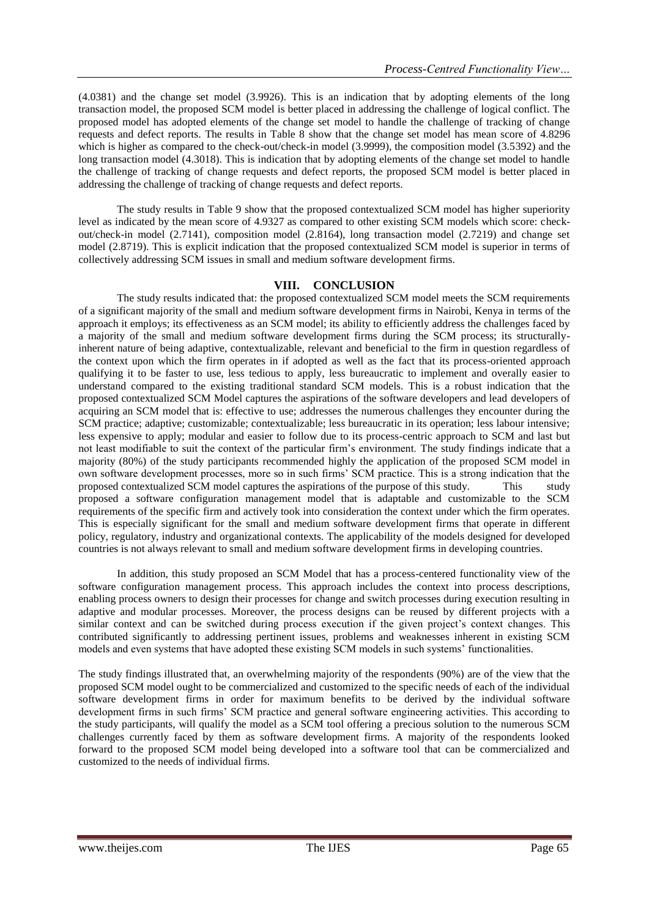(4.0381) and the change set model (3.9926). This is an indication that by adopting elements of the long transaction model, the proposed SCM model is better placed in addressing the challenge of logical conflict. The proposed model has adopted elements of the change set model to handle the challenge of tracking of change requests and defect reports. The results in Table 8 show that the change set model has mean score of 4.8296 which is higher as compared to the check-out/check-in model (3.9999), the composition model (3.5392) and the long transaction model (4.3018). This is indication that by adopting elements of the change set model to handle the challenge of tracking of change requests and defect reports, the proposed SCM model is better placed in addressing the challenge of tracking of change requests and defect reports.

The study results in Table 9 show that the proposed contextualized SCM model has higher superiority level as indicated by the mean score of 4.9327 as compared to other existing SCM models which score: check-out/check-in model (2.7141), composition model (2.8164), long transaction model (2.7219) and change set model (2.8719). This is explicit indication that the proposed contextualized SCM model is superior in terms of collectively addressing SCM issues in small and medium software development firms.

## VIII. CONCLUSION

The study results indicated that: the proposed contextualized SCM model meets the SCM requirements of a significant majority of the small and medium software development firms in Nairobi, Kenya in terms of the approach it employs; its effectiveness as an SCM model; its ability to efficiently address the challenges faced by a majority of the small and medium software development firms during the SCM process; its structurally-inherent nature of being adaptive, contextualizable, relevant and beneficial to the firm in question regardless of the context upon which the firm operates in if adopted as well as the fact that its process-oriented approach qualifying it to be faster to use, less tedious to apply, less bureaucratic to implement and overally easier to understand compared to the existing traditional standard SCM models. This is a robust indication that the proposed contextualized SCM Model captures the aspirations of the software developers and lead developers of acquiring an SCM model that is: effective to use; addresses the numerous challenges they encounter during the SCM practice; adaptive; customizable; contextualizable; less bureaucratic in its operation; less labour intensive; less expensive to apply; modular and easier to follow due to its process-centric approach to SCM and last but not least modifiable to suit the context of the particular firm's environment. The study findings indicate that a majority (80%) of the study participants recommended highly the application of the proposed SCM model in own software development processes, more so in such firms' SCM practice. This is a strong indication that the proposed contextualized SCM model captures the aspirations of the purpose of this study. This study proposed a software configuration management model that is adaptable and customizable to the SCM requirements of the specific firm and actively took into consideration the context under which the firm operates. This is especially significant for the small and medium software development firms that operate in different policy, regulatory, industry and organizational contexts. The applicability of the models designed for developed countries is not always relevant to small and medium software development firms in developing countries.

In addition, this study proposed an SCM Model that has a process-centered functionality view of the software configuration management process. This approach includes the context into process descriptions, enabling process owners to design their processes for change and switch processes during execution resulting in adaptive and modular processes. Moreover, the process designs can be reused by different projects with a similar context and can be switched during process execution if the given project's context changes. This contributed significantly to addressing pertinent issues, problems and weaknesses inherent in existing SCM models and even systems that have adopted these existing SCM models in such systems' functionalities.

The study findings illustrated that, an overwhelming majority of the respondents (90%) are of the view that the proposed SCM model ought to be commercialized and customized to the specific needs of each of the individual software development firms in order for maximum benefits to be derived by the individual software development firms in such firms' SCM practice and general software engineering activities. This according to the study participants, will qualify the model as a SCM tool offering a precious solution to the numerous SCM challenges currently faced by them as software development firms. A majority of the respondents looked forward to the proposed SCM model being developed into a software tool that can be commercialized and customized to the needs of individual firms.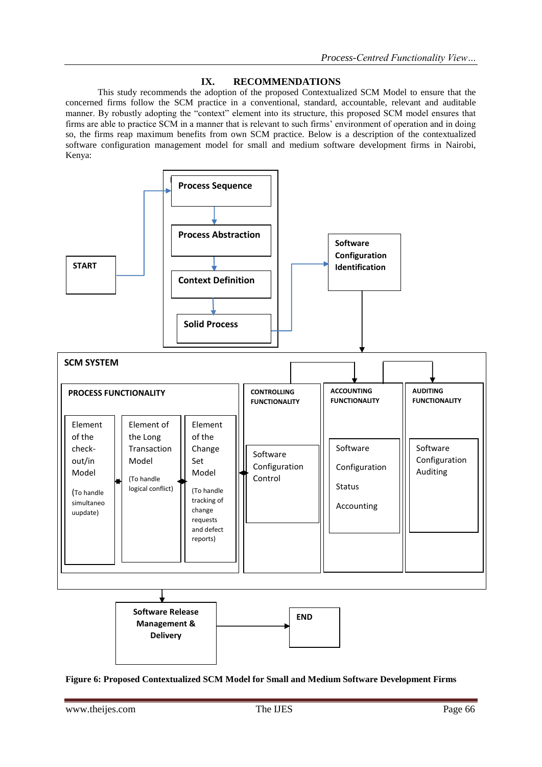## IX. RECOMMENDATIONS

This study recommends the adoption of the proposed Contextualized SCM Model to ensure that the concerned firms follow the SCM practice in a conventional, standard, accountable, relevant and auditable manner. By robustly adopting the "context" element into its structure, this proposed SCM model ensures that firms are able to practice SCM in a manner that is relevant to such firms' environment of operation and in doing so, the firms reap maximum benefits from own SCM practice. Below is a description of the contextualized software configuration management model for small and medium software development firms in Nairobi, Kenya:

START

Process Sequence

Process Abstraction

Context Definition

Solid Process

Software Configuration Identification

SCM SYSTEM

PROCESS FUNCTIONALITY

Element of the check-out/in Model (To handle simultaneo uupdate)

Element of the Long Transaction Model (To handle logical conflict)

Element of the Change Set Model (To handle tracking of change requests and defect reports)

CONTROLLING FUNCTIONALITY

Software Configuration Control

ACCOUNTING FUNCTIONALITY

Software Configuration Status Accounting

AUDITING FUNCTIONALITY

Software Configuration Auditing

Software Release Management & Delivery

END

**Figure 6: Proposed Contextualized SCM Model for Small and Medium Software Development Firms**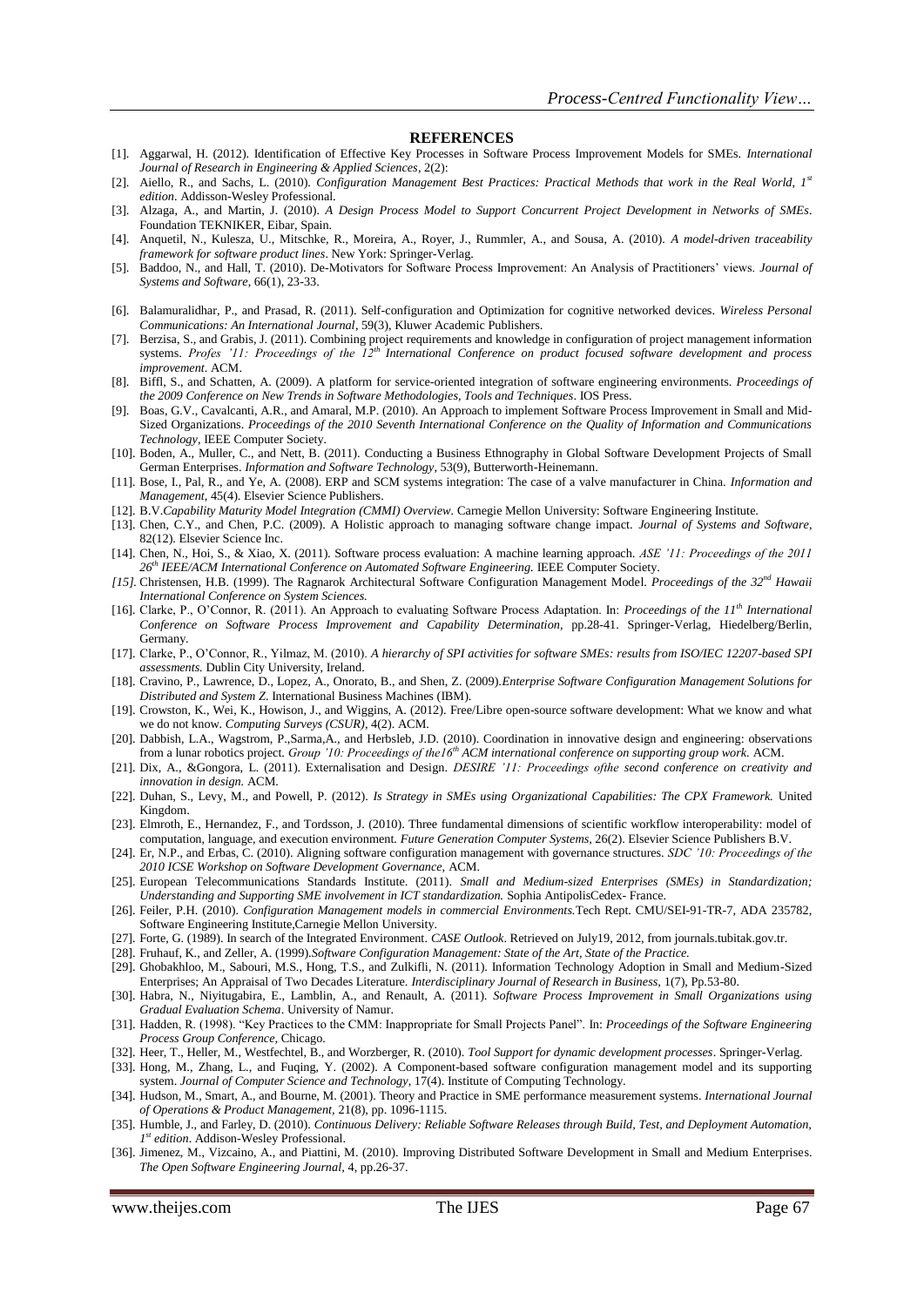## REFERENCES

[1]. Aggarwal, H. (2012). Identification of Effective Key Processes in Software Process Improvement Models for SMEs. *International Journal of Research in Engineering & Applied Sciences*, 2(2):

[2]. Aiello, R., and Sachs, L. (2010). *Configuration Management Best Practices: Practical Methods that work in the Real World, 1st edition*. Addisson-Wesley Professional.

[3]. Alzaga, A., and Martin, J. (2010). *A Design Process Model to Support Concurrent Project Development in Networks of SMEs*. Foundation TEKNIKER, Eibar, Spain.

[4]. Anquetil, N., Kulesza, U., Mitschke, R., Moreira, A., Royer, J., Rummler, A., and Sousa, A. (2010). *A model-driven traceability framework for software product lines*. New York: Springer-Verlag.

[5]. Baddoo, N., and Hall, T. (2010). De-Motivators for Software Process Improvement: An Analysis of Practitioners' views. *Journal of Systems and Software*, 66(1), 23-33.

[6]. Balamuralidhar, P., and Prasad, R. (2011). Self-configuration and Optimization for cognitive networked devices. *Wireless Personal Communications: An International Journal*, 59(3), Kluwer Academic Publishers.

[7]. Berzisa, S., and Grabis, J. (2011). Combining project requirements and knowledge in configuration of project management information systems. *Profes '11: Proceedings of the 12th International Conference on product focused software development and process improvement*. ACM.

[8]. Biffl, S., and Schatten, A. (2009). A platform for service-oriented integration of software engineering environments. *Proceedings of the 2009 Conference on New Trends in Software Methodologies, Tools and Techniques*. IOS Press.

[9]. Boas, G.V., Cavalcanti, A.R., and Amaral, M.P. (2010). An Approach to implement Software Process Improvement in Small and Mid-Sized Organizations. *Proceedings of the 2010 Seventh International Conference on the Quality of Information and Communications Technology*, IEEE Computer Society.

[10]. Boden, A., Muller, C., and Nett, B. (2011). Conducting a Business Ethnography in Global Software Development Projects of Small German Enterprises. *Information and Software Technology*, 53(9), Butterworth-Heinemann.

[11]. Bose, I., Pal, R., and Ye, A. (2008). ERP and SCM systems integration: The case of a valve manufacturer in China. *Information and Management*, 45(4). Elsevier Science Publishers.

[12]. B.V.*Capability Maturity Model Integration (CMMI) Overview*. Carnegie Mellon University: Software Engineering Institute.

[13]. Chen, C.Y., and Chen, P.C. (2009). A Holistic approach to managing software change impact. *Journal of Systems and Software*, 82(12). Elsevier Science Inc.

[14]. Chen, N., Hoi, S., & Xiao, X. (2011). Software process evaluation: A machine learning approach. *ASE '11: Proceedings of the 2011 26th IEEE/ACM International Conference on Automated Software Engineering.* IEEE Computer Society.

*[15].* Christensen, H.B. (1999). The Ragnarok Architectural Software Configuration Management Model. *Proceedings of the 32nd Hawaii International Conference on System Sciences.*

[16]. Clarke, P., O'Connor, R. (2011). An Approach to evaluating Software Process Adaptation. In: *Proceedings of the 11th International Conference on Software Process Improvement and Capability Determination*, pp.28-41. Springer-Verlag, Hiedelberg/Berlin, Germany.

[17]. Clarke, P., O'Connor, R., Yilmaz, M. (2010). *A hierarchy of SPI activities for software SMEs: results from ISO/IEC 12207-based SPI assessments.* Dublin City University, Ireland.

[18]. Cravino, P., Lawrence, D., Lopez, A., Onorato, B., and Shen, Z. (2009).*Enterprise Software Configuration Management Solutions for Distributed and System Z.* International Business Machines (IBM).

[19]. Crowston, K., Wei, K., Howison, J., and Wiggins, A. (2012). Free/Libre open-source software development: What we know and what we do not know. *Computing Surveys (CSUR)*, 4(2). ACM.

[20]. Dabbish, L.A., Wagstrom, P.,Sarma,A., and Herbsleb, J.D. (2010). Coordination in innovative design and engineering: observations from a lunar robotics project. *Group '10: Proceedings of the16th ACM international conference on supporting group work.* ACM.

[21]. Dix, A., &Gongora, L. (2011). Externalisation and Design. *DESIRE '11: Proceedings ofthe second conference on creativity and innovation in design.* ACM.

[22]. Duhan, S., Levy, M., and Powell, P. (2012). *Is Strategy in SMEs using Organizational Capabilities: The CPX Framework.* United Kingdom.

[23]. Elmroth, E., Hernandez, F., and Tordsson, J. (2010). Three fundamental dimensions of scientific workflow interoperability: model of computation, language, and execution environment. *Future Generation Computer Systems*, 26(2). Elsevier Science Publishers B.V.

[24]. Er, N.P., and Erbas, C. (2010). Aligning software configuration management with governance structures. *SDC '10: Proceedings of the 2010 ICSE Workshop on Software Development Governance,* ACM.

[25]. European Telecommunications Standards Institute. (2011). *Small and Medium-sized Enterprises (SMEs) in Standardization; Understanding and Supporting SME involvement in ICT standardization.* Sophia AntipolisCedex- France.

[26]. Feiler, P.H. (2010). *Configuration Management models in commercial Environments.*Tech Rept. CMU/SEI-91-TR-7, ADA 235782, Software Engineering Institute,Carnegie Mellon University.

[27]. Forte, G. (1989). In search of the Integrated Environment. *CASE Outlook*. Retrieved on July19, 2012, from journals.tubitak.gov.tr.

[28]. Fruhauf, K., and Zeller, A. (1999).*Software Configuration Management: State of the Art, State of the Practice.*

[29]. Ghobakhloo, M., Sabouri, M.S., Hong, T.S., and Zulkifli, N. (2011). Information Technology Adoption in Small and Medium-Sized Enterprises; An Appraisal of Two Decades Literature. *Interdisciplinary Journal of Research in Business*, 1(7), Pp.53-80.

[30]. Habra, N., Niyitugabira, E., Lamblin, A., and Renault, A. (2011). *Software Process Improvement in Small Organizations using Gradual Evaluation Schema*. University of Namur.

[31]. Hadden, R. (1998). "Key Practices to the CMM: Inappropriate for Small Projects Panel". In: *Proceedings of the Software Engineering Process Group Conference*, Chicago.

[32]. Heer, T., Heller, M., Westfechtel, B., and Worzberger, R. (2010). *Tool Support for dynamic development processes*. Springer-Verlag.

[33]. Hong, M., Zhang, L., and Fuqing, Y. (2002). A Component-based software configuration management model and its supporting system. *Journal of Computer Science and Technology*, 17(4). Institute of Computing Technology.

[34]. Hudson, M., Smart, A., and Bourne, M. (2001). Theory and Practice in SME performance measurement systems. *International Journal of Operations & Product Management*, 21(8), pp. 1096-1115.

[35]. Humble, J., and Farley, D. (2010). *Continuous Delivery: Reliable Software Releases through Build, Test, and Deployment Automation, 1st edition*. Addison-Wesley Professional.

[36]. Jimenez, M., Vizcaino, A., and Piattini, M. (2010). Improving Distributed Software Development in Small and Medium Enterprises. *The Open Software Engineering Journal*, 4, pp.26-37.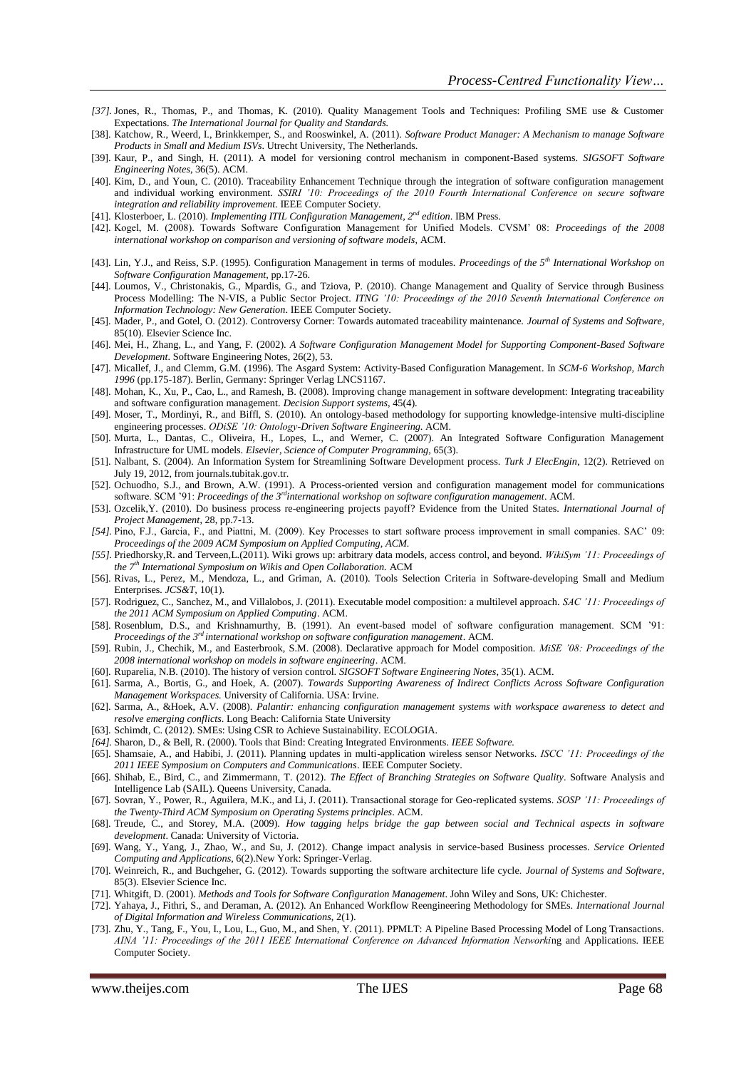*[37].* Jones, R., Thomas, P., and Thomas, K. (2010). Quality Management Tools and Techniques: Profiling SME use & Customer Expectations. *The International Journal for Quality and Standards.*

[38]. Katchow, R., Weerd, I., Brinkkemper, S., and Rooswinkel, A. (2011). *Software Product Manager: A Mechanism to manage Software Products in Small and Medium ISVs*. Utrecht University, The Netherlands.

[39]. Kaur, P., and Singh, H. (2011). A model for versioning control mechanism in component-Based systems. *SIGSOFT Software Engineering Notes*, 36(5). ACM.

[40]. Kim, D., and Youn, C. (2010). Traceability Enhancement Technique through the integration of software configuration management and individual working environment. *SSIRI '10: Proceedings of the 2010 Fourth International Conference on secure software integration and reliability improvement.* IEEE Computer Society.

[41]. Klosterboer, L. (2010). *Implementing ITIL Configuration Management, 2nd edition*. IBM Press.

[42]. Kogel, M. (2008). Towards Software Configuration Management for Unified Models. CVSM' 08: *Proceedings of the 2008 international workshop on comparison and versioning of software models*, ACM.

[43]. Lin, Y.J., and Reiss, S.P. (1995). Configuration Management in terms of modules. *Proceedings of the 5th International Workshop on Software Configuration Management*, pp.17-26.

[44]. Loumos, V., Christonakis, G., Mpardis, G., and Tziova, P. (2010). Change Management and Quality of Service through Business Process Modelling: The N-VIS, a Public Sector Project. *ITNG '10: Proceedings of the 2010 Seventh International Conference on Information Technology: New Generation*. IEEE Computer Society.

[45]. Mader, P., and Gotel, O. (2012). Controversy Corner: Towards automated traceability maintenance. *Journal of Systems and Software*, 85(10). Elsevier Science Inc.

[46]. Mei, H., Zhang, L., and Yang, F. (2002). *A Software Configuration Management Model for Supporting Component-Based Software Development*. Software Engineering Notes, 26(2), 53.

[47]. Micallef, J., and Clemm, G.M. (1996). The Asgard System: Activity-Based Configuration Management. In *SCM-6 Workshop, March 1996* (pp.175-187). Berlin, Germany: Springer Verlag LNCS1167.

[48]. Mohan, K., Xu, P., Cao, L., and Ramesh, B. (2008). Improving change management in software development: Integrating traceability and software configuration management. *Decision Support systems*, 45(4).

[49]. Moser, T., Mordinyi, R., and Biffl, S. (2010). An ontology-based methodology for supporting knowledge-intensive multi-discipline engineering processes. *ODiSE '10: Ontology-Driven Software Engineering.* ACM.

[50]. Murta, L., Dantas, C., Oliveira, H., Lopes, L., and Werner, C. (2007). An Integrated Software Configuration Management Infrastructure for UML models. *Elsevier, Science of Computer Programming*, 65(3).

[51]. Nalbant, S. (2004). An Information System for Streamlining Software Development process. *Turk J ElecEngin*, 12(2). Retrieved on July 19, 2012, from journals.tubitak.gov.tr.

[52]. Ochuodho, S.J., and Brown, A.W. (1991). A Process-oriented version and configuration management model for communications software. SCM '91: *Proceedings of the 3rd international workshop on software configuration management*. ACM.

[53]. Ozcelik,Y. (2010). Do business process re-engineering projects payoff? Evidence from the United States. *International Journal of Project Management*, 28, pp.7-13.

*[54].* Pino, F.J., Garcia, F., and Piattni, M. (2009). Key Processes to start software process improvement in small companies. SAC' 09: *Proceedings of the 2009 ACM Symposium on Applied Computing, ACM.*

*[55].* Priedhorsky,R. and Terveen,L.(2011). Wiki grows up: arbitrary data models, access control, and beyond. *WikiSym '11: Proceedings of the 7th International Symposium on Wikis and Open Collaboration.* ACM

[56]. Rivas, L., Perez, M., Mendoza, L., and Griman, A. (2010). Tools Selection Criteria in Software-developing Small and Medium Enterprises. *JCS&T*, 10(1).

[57]. Rodriguez, C., Sanchez, M., and Villalobos, J. (2011). Executable model composition: a multilevel approach. *SAC '11: Proceedings of the 2011 ACM Symposium on Applied Computing*. ACM.

[58]. Rosenblum, D.S., and Krishnamurthy, B. (1991). An event-based model of software configuration management. SCM '91: *Proceedings of the 3rd international workshop on software configuration management*. ACM.

[59]. Rubin, J., Chechik, M., and Easterbrook, S.M. (2008). Declarative approach for Model composition. *MiSE '08: Proceedings of the 2008 international workshop on models in software engineering*. ACM.

[60]. Ruparelia, N.B. (2010). The history of version control. *SIGSOFT Software Engineering Notes*, 35(1). ACM.

[61]. Sarma, A., Bortis, G., and Hoek, A. (2007). *Towards Supporting Awareness of Indirect Conflicts Across Software Configuration Management Workspaces.* University of California. USA: Irvine.

[62]. Sarma, A., &Hoek, A.V. (2008). *Palantir: enhancing configuration management systems with workspace awareness to detect and resolve emerging conflicts*. Long Beach: California State University

[63]. Schimdt, C. (2012). SMEs: Using CSR to Achieve Sustainability. ECOLOGIA.

*[64].* Sharon, D., & Bell, R. (2000). Tools that Bind: Creating Integrated Environments. *IEEE Software.*

[65]. Shamsaie, A., and Habibi, J. (2011). Planning updates in multi-application wireless sensor Networks. *ISCC '11: Proceedings of the 2011 IEEE Symposium on Computers and Communications*. IEEE Computer Society.

[66]. Shihab, E., Bird, C., and Zimmermann, T. (2012). *The Effect of Branching Strategies on Software Quality*. Software Analysis and Intelligence Lab (SAIL). Queens University, Canada.

[67]. Sovran, Y., Power, R., Aguilera, M.K., and Li, J. (2011). Transactional storage for Geo-replicated systems. *SOSP '11: Proceedings of the Twenty-Third ACM Symposium on Operating Systems principles*. ACM.

[68]. Treude, C., and Storey, M.A. (2009). *How tagging helps bridge the gap between social and Technical aspects in software development*. Canada: University of Victoria.

[69]. Wang, Y., Yang, J., Zhao, W., and Su, J. (2012). Change impact analysis in service-based Business processes. *Service Oriented Computing and Applications*, 6(2).New York: Springer-Verlag.

[70]. Weinreich, R., and Buchgeher, G. (2012). Towards supporting the software architecture life cycle. *Journal of Systems and Software*, 85(3). Elsevier Science Inc.

[71]. Whitgift, D. (2001). *Methods and Tools for Software Configuration Management*. John Wiley and Sons, UK: Chichester.

[72]. Yahaya, J., Fithri, S., and Deraman, A. (2012). An Enhanced Workflow Reengineering Methodology for SMEs. *International Journal of Digital Information and Wireless Communications*, 2(1).

[73]. Zhu, Y., Tang, F., You, I., Lou, L., Guo, M., and Shen, Y. (2011). PPMLT: A Pipeline Based Processing Model of Long Transactions. *AINA '11: Proceedings of the 2011 IEEE International Conference on Advanced Information Networking and Applications*. IEEE Computer Society.